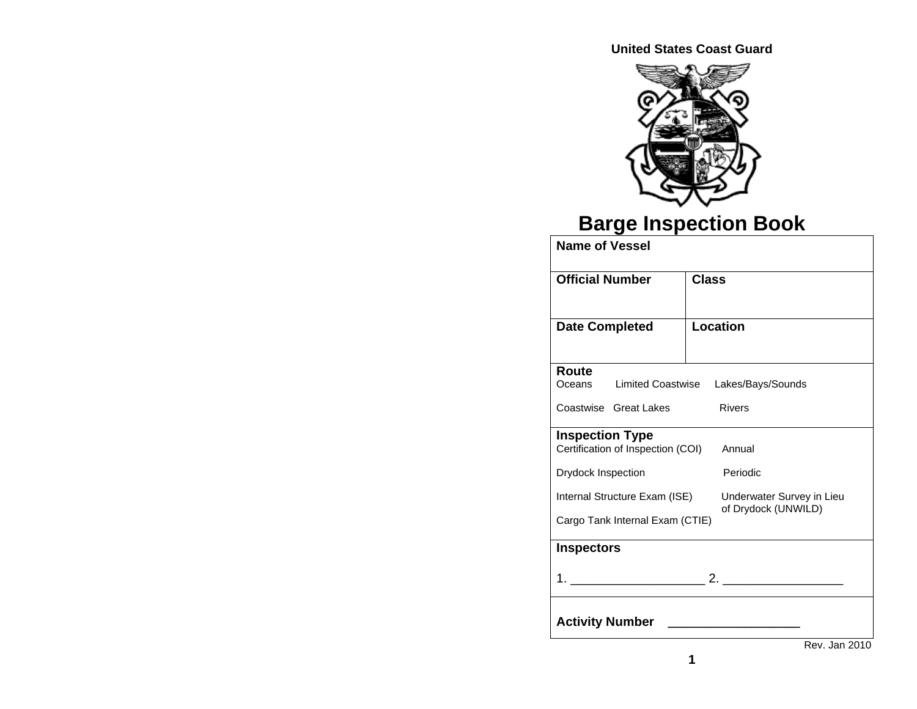**United States Coast Guard**

# Barge Inspection Book

| **Name of Vessel** | |
|---|---|
| **Official Number** | **Class** |
| **Date Completed** | **Location** |

**Route**

Oceans     Limited Coastwise     Lakes/Bays/Sounds

Coastwise     Great Lakes     Rivers

**Inspection Type**

Certification of Inspection (COI)     Annual

Drydock Inspection     Periodic

Internal Structure Exam (ISE)     Underwater Survey in Lieu of Drydock (UNWILD)

Cargo Tank Internal Exam (CTIE)

**Inspectors**

1. ___________________ 2. _________________

**Activity Number** ___________________

Rev. Jan 2010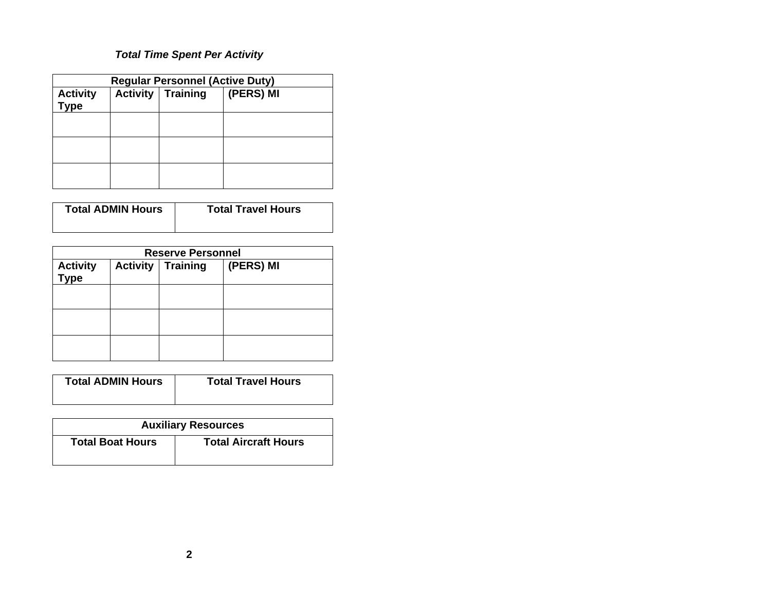***Total Time Spent Per Activity***

| Regular Personnel (Active Duty) | | | |
|---|---|---|---|
| **Activity Type** | **Activity** | **Training** | **(PERS) MI** |
| | | | |
| | | | |
| | | | |

| Total ADMIN Hours | Total Travel Hours |
|---|---|
| | |

| Reserve Personnel | | | |
|---|---|---|---|
| **Activity Type** | **Activity** | **Training** | **(PERS) MI** |
| | | | |
| | | | |
| | | | |

| Total ADMIN Hours | Total Travel Hours |
|---|---|
| | |

| Auxiliary Resources | |
|---|---|
| **Total Boat Hours** | **Total Aircraft Hours** |
| | |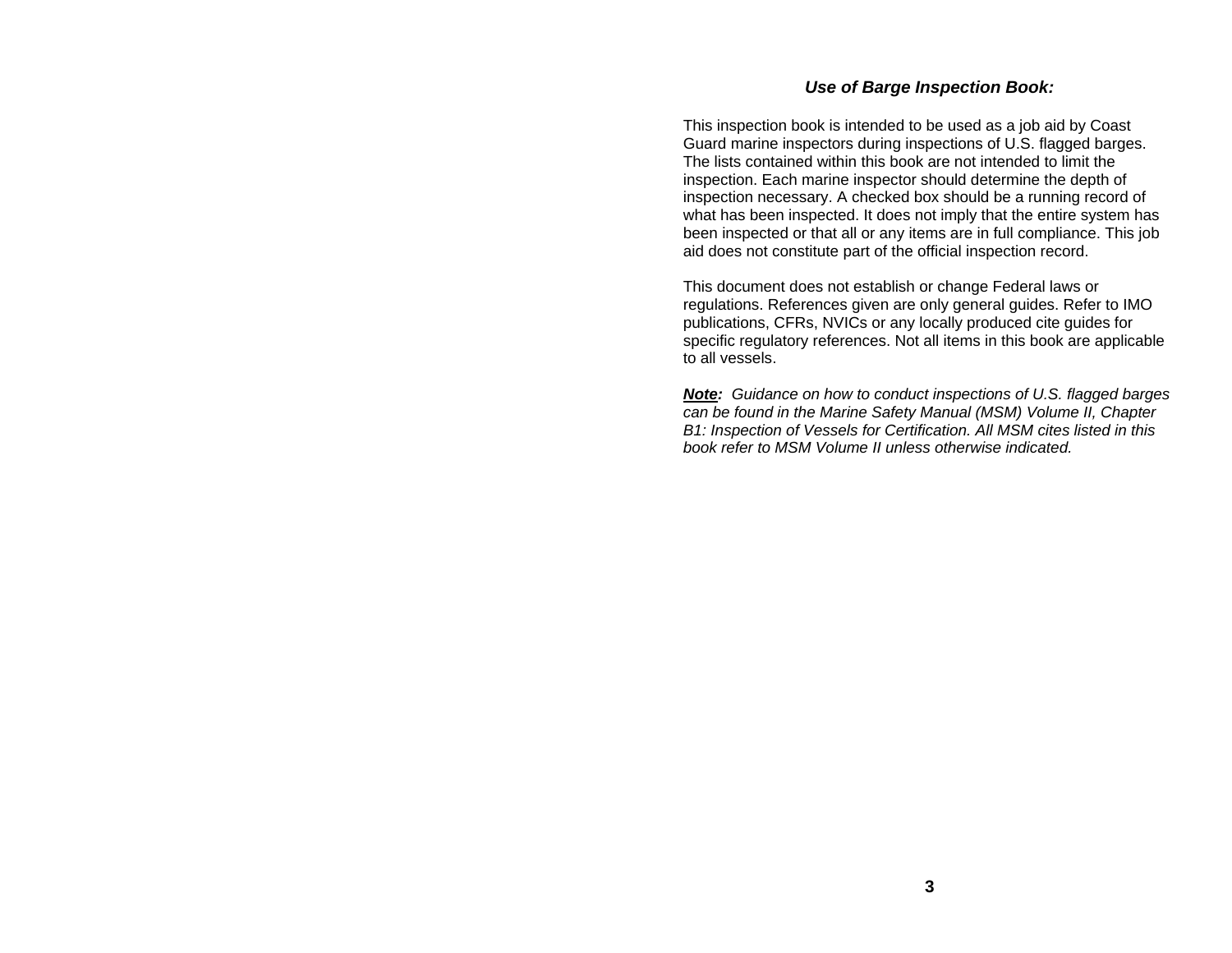### *Use of Barge Inspection Book:*

This inspection book is intended to be used as a job aid by Coast Guard marine inspectors during inspections of U.S. flagged barges. The lists contained within this book are not intended to limit the inspection. Each marine inspector should determine the depth of inspection necessary. A checked box should be a running record of what has been inspected. It does not imply that the entire system has been inspected or that all or any items are in full compliance. This job aid does not constitute part of the official inspection record.

This document does not establish or change Federal laws or regulations. References given are only general guides. Refer to IMO publications, CFRs, NVICs or any locally produced cite guides for specific regulatory references. Not all items in this book are applicable to all vessels.

***Note:*** *Guidance on how to conduct inspections of U.S. flagged barges can be found in the Marine Safety Manual (MSM) Volume II, Chapter B1: Inspection of Vessels for Certification. All MSM cites listed in this book refer to MSM Volume II unless otherwise indicated.*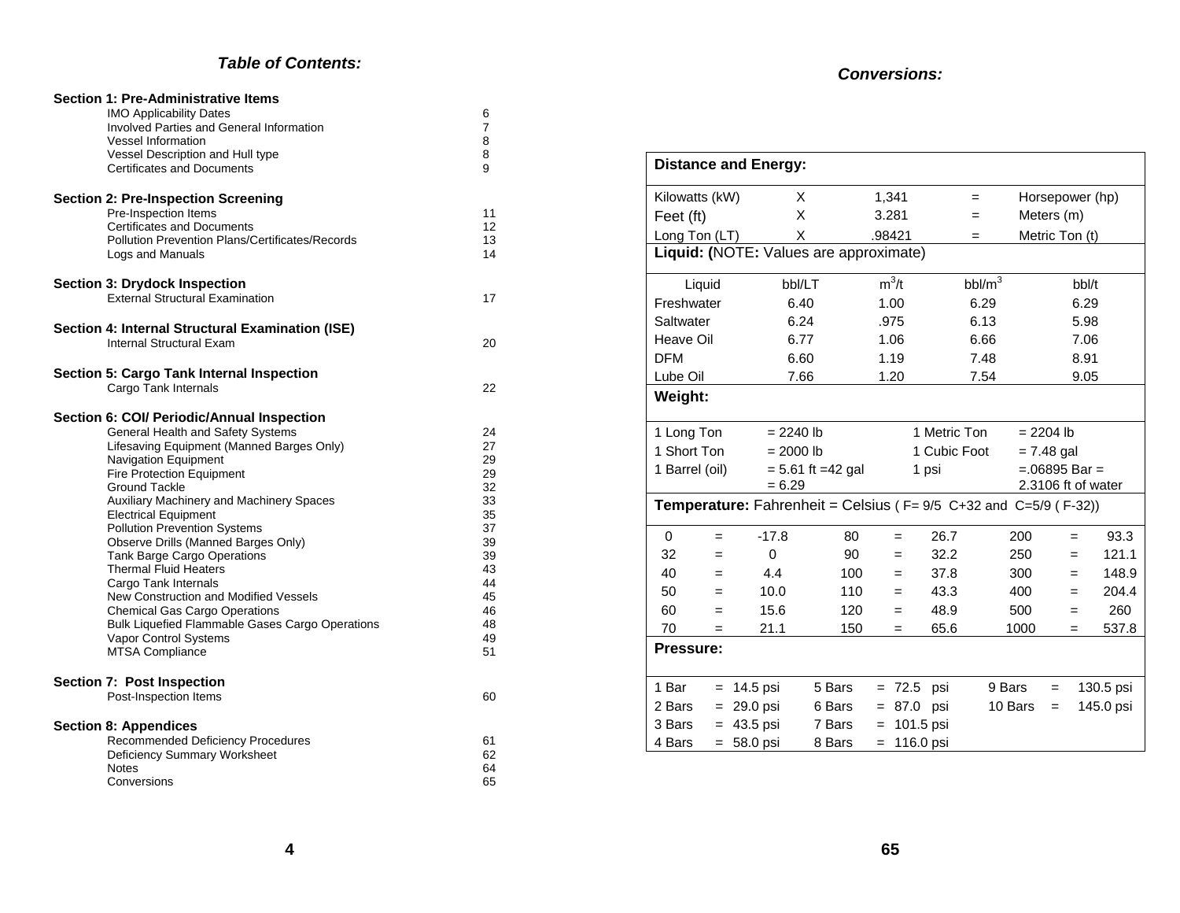## *Table of Contents:*

**Section 1: Pre-Administrative Items**

| | |
|---|---|
| IMO Applicability Dates | 6 |
| Involved Parties and General Information | 7 |
| Vessel Information | 8 |
| Vessel Description and Hull type | 8 |
| Certificates and Documents | 9 |

**Section 2: Pre-Inspection Screening**

| | |
|---|---|
| Pre-Inspection Items | 11 |
| Certificates and Documents | 12 |
| Pollution Prevention Plans/Certificates/Records | 13 |
| Logs and Manuals | 14 |

**Section 3: Drydock Inspection**

| | |
|---|---|
| External Structural Examination | 17 |

**Section 4: Internal Structural Examination (ISE)**

| | |
|---|---|
| Internal Structural Exam | 20 |

**Section 5: Cargo Tank Internal Inspection**

| | |
|---|---|
| Cargo Tank Internals | 22 |

**Section 6: COI/ Periodic/Annual Inspection**

| | |
|---|---|
| General Health and Safety Systems | 24 |
| Lifesaving Equipment (Manned Barges Only) | 27 |
| Navigation Equipment | 29 |
| Fire Protection Equipment | 29 |
| Ground Tackle | 32 |
| Auxiliary Machinery and Machinery Spaces | 33 |
| Electrical Equipment | 35 |
| Pollution Prevention Systems | 37 |
| Observe Drills (Manned Barges Only) | 39 |
| Tank Barge Cargo Operations | 39 |
| Thermal Fluid Heaters | 43 |
| Cargo Tank Internals | 44 |
| New Construction and Modified Vessels | 45 |
| Chemical Gas Cargo Operations | 46 |
| Bulk Liquefied Flammable Gases Cargo Operations | 48 |
| Vapor Control Systems | 49 |
| MTSA Compliance | 51 |

**Section 7: Post Inspection**

| | |
|---|---|
| Post-Inspection Items | 60 |

**Section 8: Appendices**

| | |
|---|---|
| Recommended Deficiency Procedures | 61 |
| Deficiency Summary Worksheet | 62 |
| Notes | 64 |
| Conversions | 65 |

## *Conversions:*

**Distance and Energy:**

| | | | | |
|---|---|---|---|---|
| Kilowatts (kW) | X | 1,341 | = | Horsepower (hp) |
| Feet (ft) | X | 3.281 | = | Meters (m) |
| Long Ton (LT) | X | .98421 | = | Metric Ton (t) |

**Liquid: (**NOTE**:** Values are approximate)

| Liquid | bbl/LT | $m^3/t$ | $bbl/m^3$ | bbl/t |
|---|---|---|---|---|
| Freshwater | 6.40 | 1.00 | 6.29 | 6.29 |
| Saltwater | 6.24 | .975 | 6.13 | 5.98 |
| Heave Oil | 6.77 | 1.06 | 6.66 | 7.06 |
| DFM | 6.60 | 1.19 | 7.48 | 8.91 |
| Lube Oil | 7.66 | 1.20 | 7.54 | 9.05 |

**Weight:**

| | | | |
|---|---|---|---|
| 1 Long Ton | = 2240 lb | 1 Metric Ton | = 2204 lb |
| 1 Short Ton | = 2000 lb | 1 Cubic Foot | = 7.48 gal |
| 1 Barrel (oil) | = 5.61 ft =42 gal = 6.29 | 1 psi | =.06895 Bar = 2.3106 ft of water |

**Temperature:** Fahrenheit = Celsius ( F= 9/5 C+32 and C=5/9 ( F-32))

| | | | | | | | | |
|---|---|---|---|---|---|---|---|---|
| 0 | = | -17.8 | 80 | = | 26.7 | 200 | = | 93.3 |
| 32 | = | 0 | 90 | = | 32.2 | 250 | = | 121.1 |
| 40 | = | 4.4 | 100 | = | 37.8 | 300 | = | 148.9 |
| 50 | = | 10.0 | 110 | = | 43.3 | 400 | = | 204.4 |
| 60 | = | 15.6 | 120 | = | 48.9 | 500 | = | 260 |
| 70 | = | 21.1 | 150 | = | 65.6 | 1000 | = | 537.8 |

**Pressure:**

| | | | | | |
|---|---|---|---|---|---|
| 1 Bar | = 14.5 psi | 5 Bars | = 72.5 psi | 9 Bars | = 130.5 psi |
| 2 Bars | = 29.0 psi | 6 Bars | = 87.0 psi | 10 Bars | = 145.0 psi |
| 3 Bars | = 43.5 psi | 7 Bars | = 101.5 psi | | |
| 4 Bars | = 58.0 psi | 8 Bars | = 116.0 psi | | |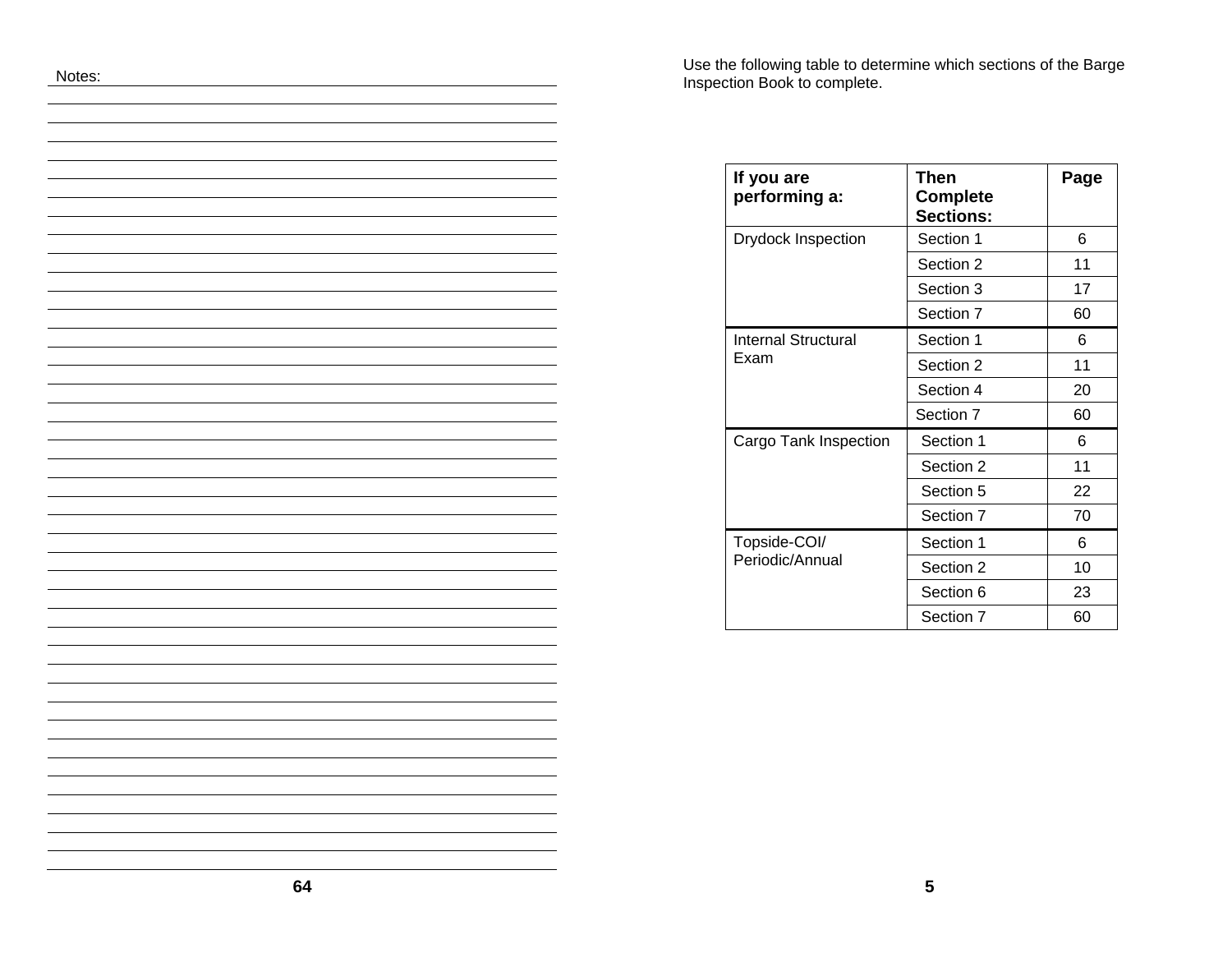Notes:

Use the following table to determine which sections of the Barge Inspection Book to complete.

| If you are performing a: | Then Complete Sections: | Page |
|---|---|---|
| Drydock Inspection | Section 1 | 6 |
| | Section 2 | 11 |
| | Section 3 | 17 |
| | Section 7 | 60 |
| Internal Structural Exam | Section 1 | 6 |
| | Section 2 | 11 |
| | Section 4 | 20 |
| | Section 7 | 60 |
| Cargo Tank Inspection | Section 1 | 6 |
| | Section 2 | 11 |
| | Section 5 | 22 |
| | Section 7 | 70 |
| Topside-COI/ Periodic/Annual | Section 1 | 6 |
| | Section 2 | 10 |
| | Section 6 | 23 |
| | Section 7 | 60 |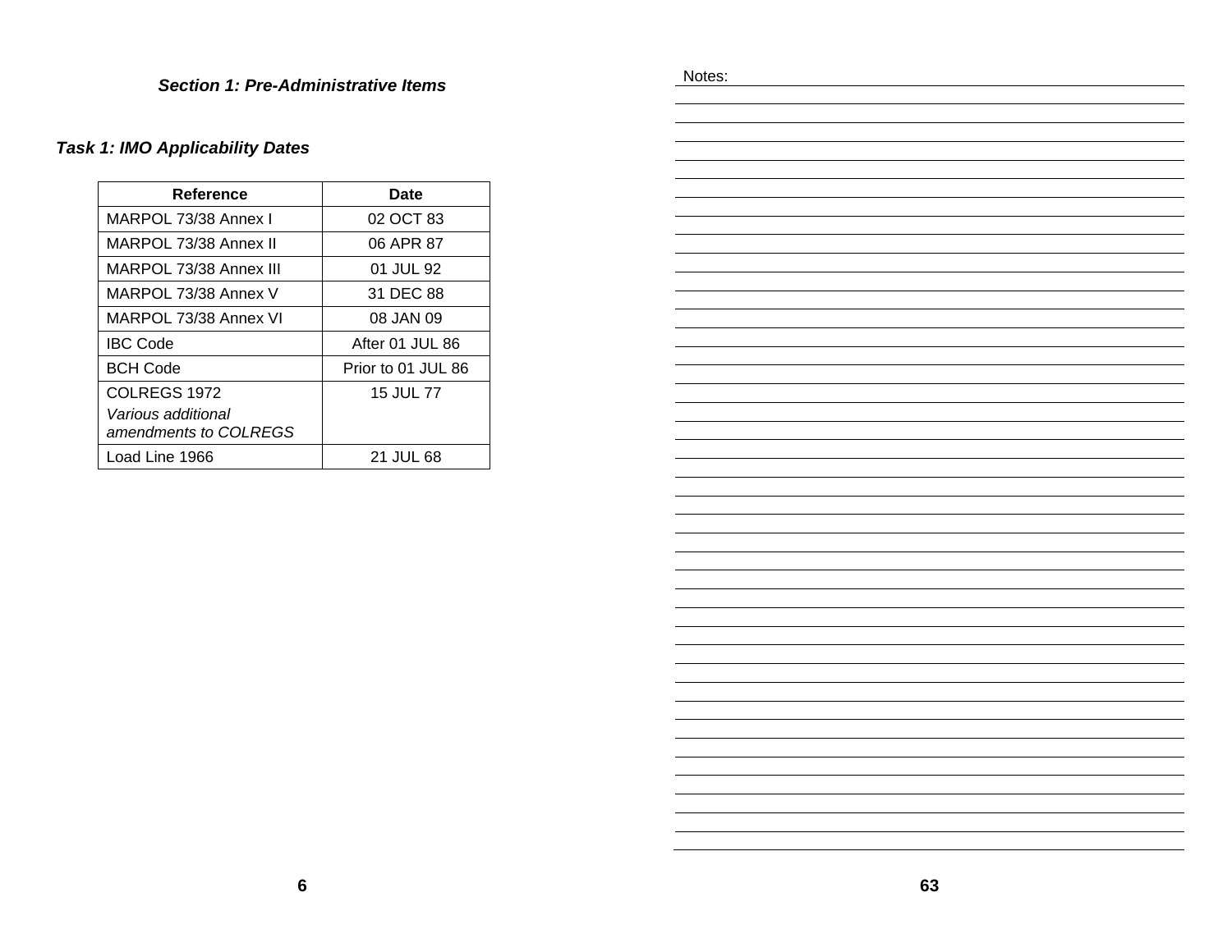## Section 1: Pre-Administrative Items

### Task 1: IMO Applicability Dates

| Reference | Date |
|---|---|
| MARPOL 73/38 Annex I | 02 OCT 83 |
| MARPOL 73/38 Annex II | 06 APR 87 |
| MARPOL 73/38 Annex III | 01 JUL 92 |
| MARPOL 73/38 Annex V | 31 DEC 88 |
| MARPOL 73/38 Annex VI | 08 JAN 09 |
| IBC Code | After 01 JUL 86 |
| BCH Code | Prior to 01 JUL 86 |
| COLREGS 1972<br>*Various additional amendments to COLREGS* | 15 JUL 77 |
| Load Line 1966 | 21 JUL 68 |

Notes: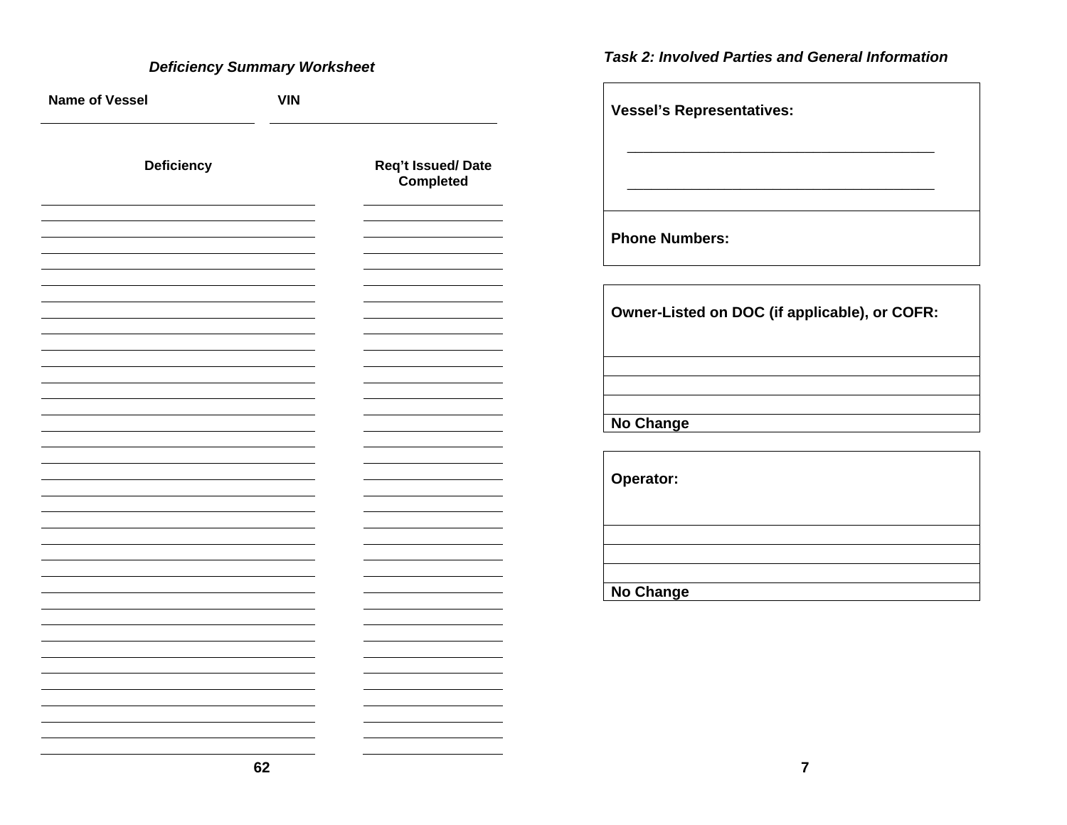### *Deficiency Summary Worksheet*

**Name of Vessel** ______________________ **VIN** ______________________

| Deficiency | Req't Issued/ Date Completed |
| --- | --- |
| | |
| | |
| | |
| | |
| | |
| | |
| | |
| | |
| | |
| | |
| | |
| | |
| | |
| | |
| | |
| | |
| | |
| | |
| | |
| | |
| | |
| | |
| | |
| | |
| | |
| | |
| | |
| | |
| | |
| | |
| | |
| | |
| | |
| | |

### *Task 2: Involved Parties and General Information*

| **Vessel's Representatives:** |
| --- |
| ______________________________________ |
| ______________________________________ |
| **Phone Numbers:** |

| **Owner-Listed on DOC (if applicable), or COFR:** |
| --- |
| |
| |
| |
| **No Change** |

| **Operator:** |
| --- |
| |
| |
| |
| **No Change** |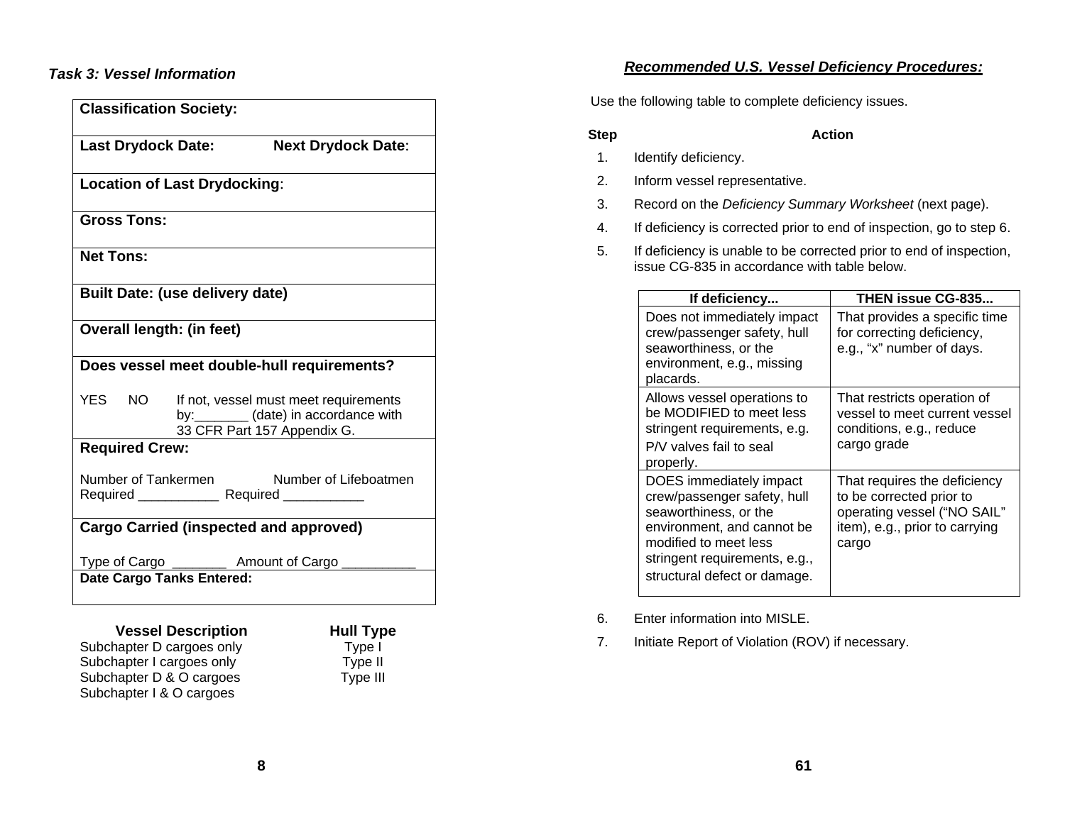*Task 3: Vessel Information*

| **Classification Society:** |
|---|
| **Last Drydock Date:** **Next Drydock Date**: |
| **Location of Last Drydocking**: |
| **Gross Tons:** |
| **Net Tons:** |
| **Built Date: (use delivery date)** |
| **Overall length: (in feet)** |
| **Does vessel meet double-hull requirements?** YES NO If not, vessel must meet requirements by:_______ (date) in accordance with 33 CFR Part 157 Appendix G. |
| **Required Crew:** Number of Tankermen Required ___________ Number of Lifeboatmen Required ___________ |
| **Cargo Carried (inspected and approved)** Type of Cargo _______ Amount of Cargo __________ |
| **Date Cargo Tanks Entered:** |

| **Vessel Description** | **Hull Type** |
|---|---|
| Subchapter D cargoes only | Type I |
| Subchapter I cargoes only | Type II |
| Subchapter D & O cargoes | Type III |
| Subchapter I & O cargoes | |

***Recommended U.S. Vessel Deficiency Procedures:***

Use the following table to complete deficiency issues.

| **Step** | **Action** |
|---|---|
| 1. | Identify deficiency. |
| 2. | Inform vessel representative. |
| 3. | Record on the *Deficiency Summary Worksheet* (next page). |
| 4. | If deficiency is corrected prior to end of inspection, go to step 6. |
| 5. | If deficiency is unable to be corrected prior to end of inspection, issue CG-835 in accordance with table below. |

| If deficiency... | THEN issue CG-835... |
|---|---|
| Does not immediately impact crew/passenger safety, hull seaworthiness, or the environment, e.g., missing placards. | That provides a specific time for correcting deficiency, e.g., "x" number of days. |
| Allows vessel operations to be MODIFIED to meet less stringent requirements, e.g. P/V valves fail to seal properly. | That restricts operation of vessel to meet current vessel conditions, e.g., reduce cargo grade |
| DOES immediately impact crew/passenger safety, hull seaworthiness, or the environment, and cannot be modified to meet less stringent requirements, e.g., structural defect or damage. | That requires the deficiency to be corrected prior to operating vessel ("NO SAIL" item), e.g., prior to carrying cargo |

| **Step** | **Action** |
|---|---|
| 6. | Enter information into MISLE. |
| 7. | Initiate Report of Violation (ROV) if necessary. |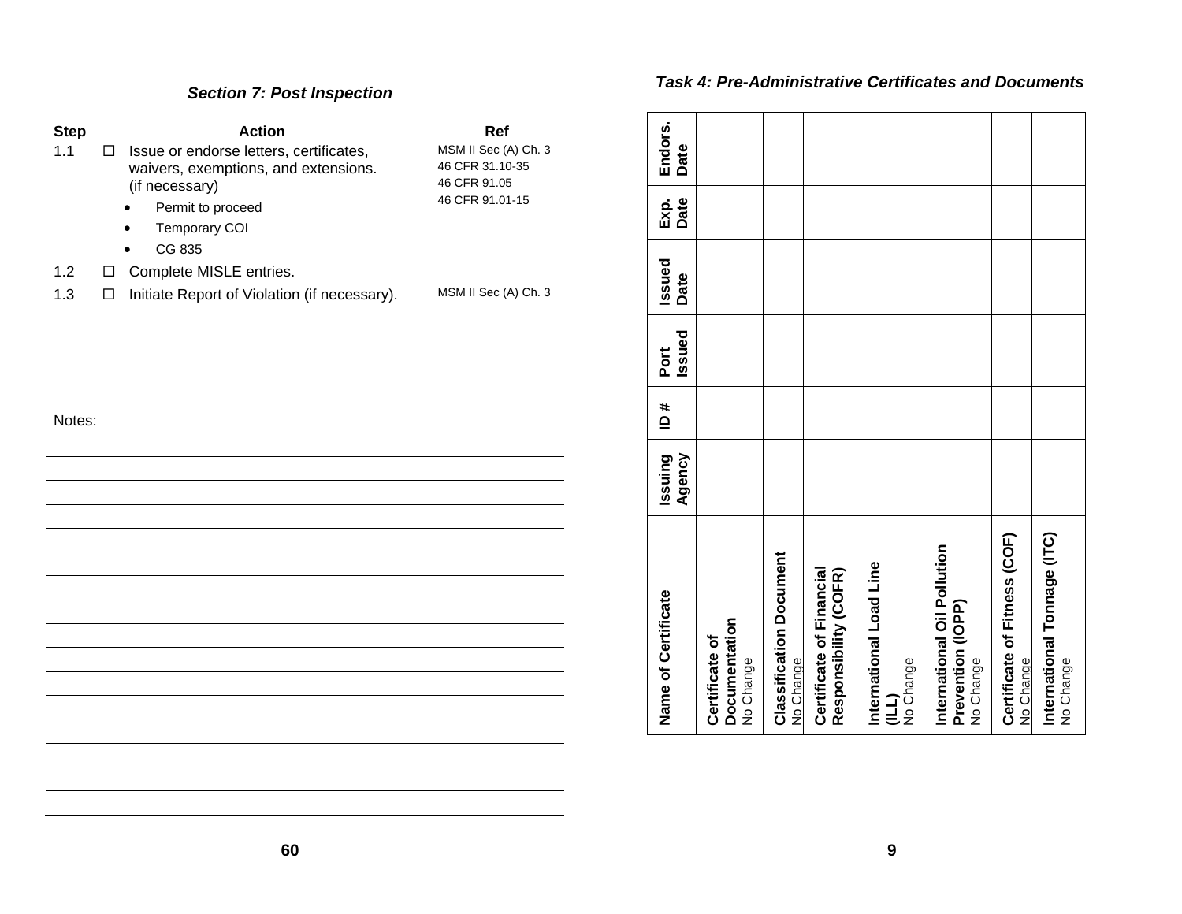## Section 7: Post Inspection

| Step | | Action | Ref |
|---|---|---|---|
| 1.1 | ☐ | Issue or endorse letters, certificates, waivers, exemptions, and extensions. (if necessary)<br>• Permit to proceed<br>• Temporary COI<br>• CG 835 | MSM II Sec (A) Ch. 3<br>46 CFR 31.10-35<br>46 CFR 91.05<br>46 CFR 91.01-15 |
| 1.2 | ☐ | Complete MISLE entries. | |
| 1.3 | ☐ | Initiate Report of Violation (if necessary). | MSM II Sec (A) Ch. 3 |

Notes:

## Task 4: Pre-Administrative Certificates and Documents

| Name of Certificate | Issuing Agency | ID # | Port Issued | Issued Date | Exp. Date | Endors. Date |
|---|---|---|---|---|---|---|
| **Certificate of Documentation** No Change | | | | | | |
| **Classification Document** No Change | | | | | | |
| **Certificate of Financial Responsibility (COFR)** | | | | | | |
| **International Load Line (ILL)** No Change | | | | | | |
| **International Oil Pollution Prevention (IOPP)** No Change | | | | | | |
| **Certificate of Fitness (COF)** No Change | | | | | | |
| **International Tonnage (ITC)** No Change | | | | | | |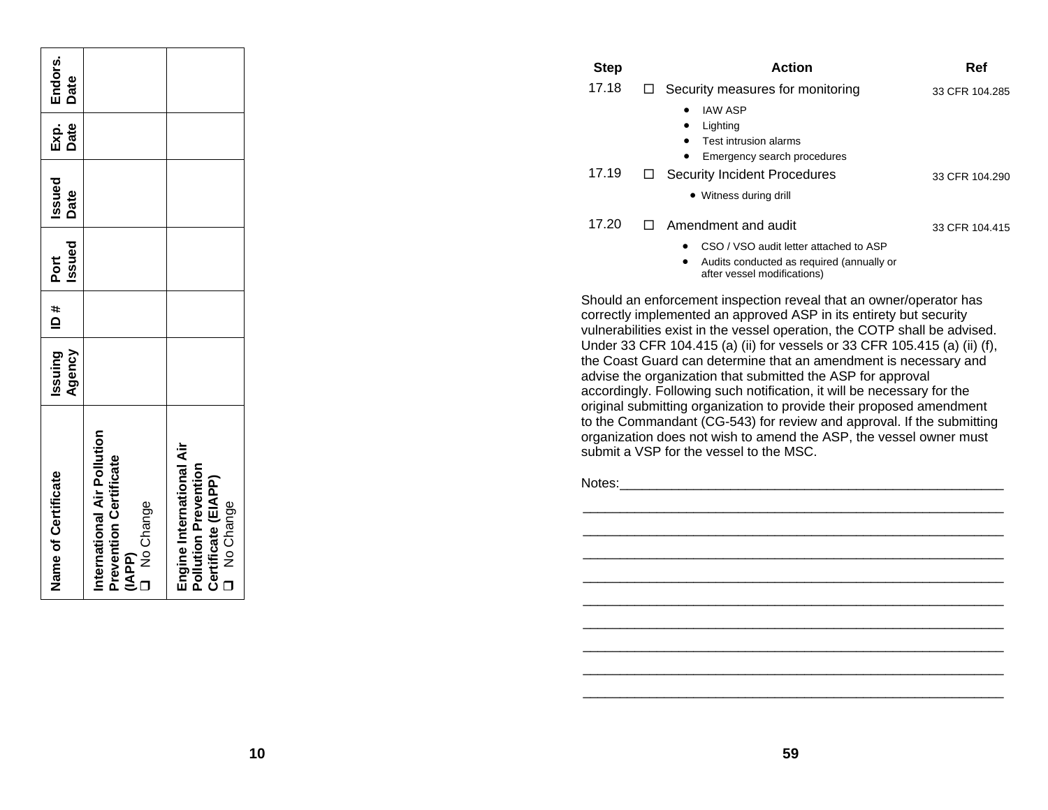| Name of Certificate | Issuing Agency | ID # | Port Issued | Issued Date | Exp. Date | Endors. Date |
|---|---|---|---|---|---|---|
| **International Air Pollution Prevention Certificate (IAPP)** ❑ No Change | | | | | | |
| **Engine International Air Pollution Prevention Certificate (EIAPP)** ❑ No Change | | | | | | |

| Step | | Action | Ref |
|---|---|---|---|
| 17.18 | ☐ | Security measures for monitoring<br>• IAW ASP<br>• Lighting<br>• Test intrusion alarms<br>• Emergency search procedures | 33 CFR 104.285 |
| 17.19 | ☐ | Security Incident Procedures<br>• Witness during drill | 33 CFR 104.290 |
| 17.20 | ☐ | Amendment and audit<br>• CSO / VSO audit letter attached to ASP<br>• Audits conducted as required (annually or after vessel modifications) | 33 CFR 104.415 |

Should an enforcement inspection reveal that an owner/operator has correctly implemented an approved ASP in its entirety but security vulnerabilities exist in the vessel operation, the COTP shall be advised. Under 33 CFR 104.415 (a) (ii) for vessels or 33 CFR 105.415 (a) (ii) (f), the Coast Guard can determine that an amendment is necessary and advise the organization that submitted the ASP for approval accordingly. Following such notification, it will be necessary for the original submitting organization to provide their proposed amendment to the Commandant (CG-543) for review and approval. If the submitting organization does not wish to amend the ASP, the vessel owner must submit a VSP for the vessel to the MSC.

Notes:____________________________________________________

__________________________________________________________

__________________________________________________________

__________________________________________________________

__________________________________________________________

__________________________________________________________

__________________________________________________________

__________________________________________________________

__________________________________________________________

__________________________________________________________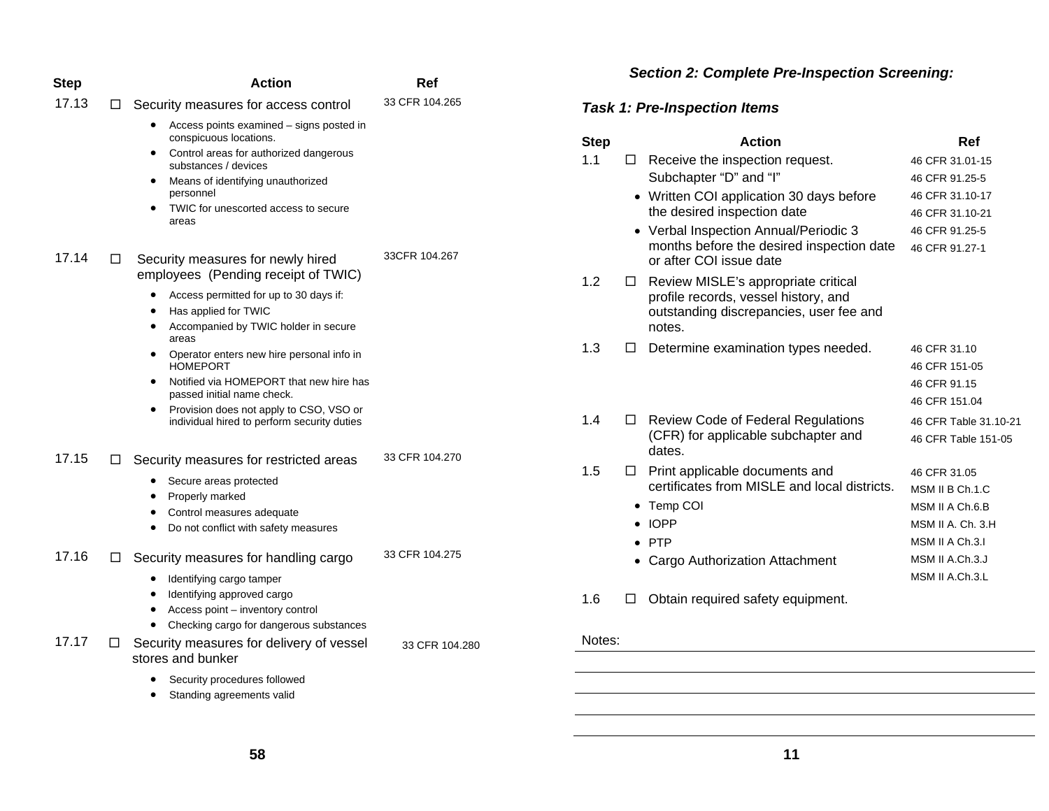| Step | | Action | Ref |
|---|---|---|---|
| 17.13 | ☐ | Security measures for access control<br>• Access points examined – signs posted in conspicuous locations.<br>• Control areas for authorized dangerous substances / devices<br>• Means of identifying unauthorized personnel<br>• TWIC for unescorted access to secure areas | 33 CFR 104.265 |
| 17.14 | ☐ | Security measures for newly hired employees (Pending receipt of TWIC)<br>• Access permitted for up to 30 days if:<br>• Has applied for TWIC<br>• Accompanied by TWIC holder in secure areas<br>• Operator enters new hire personal info in HOMEPORT<br>• Notified via HOMEPORT that new hire has passed initial name check.<br>• Provision does not apply to CSO, VSO or individual hired to perform security duties | 33CFR 104.267 |
| 17.15 | ☐ | Security measures for restricted areas<br>• Secure areas protected<br>• Properly marked<br>• Control measures adequate<br>• Do not conflict with safety measures | 33 CFR 104.270 |
| 17.16 | ☐ | Security measures for handling cargo<br>• Identifying cargo tamper<br>• Identifying approved cargo<br>• Access point – inventory control<br>• Checking cargo for dangerous substances | 33 CFR 104.275 |
| 17.17 | ☐ | Security measures for delivery of vessel stores and bunker<br>• Security procedures followed<br>• Standing agreements valid | 33 CFR 104.280 |

### *Section 2: Complete Pre-Inspection Screening:*

#### *Task 1: Pre-Inspection Items*

| Step | | Action | Ref |
|---|---|---|---|
| 1.1 | ☐ | Receive the inspection request. Subchapter "D" and "I"<br>• Written COI application 30 days before the desired inspection date<br>• Verbal Inspection Annual/Periodic 3 months before the desired inspection date or after COI issue date | 46 CFR 31.01-15<br>46 CFR 91.25-5<br>46 CFR 31.10-17<br>46 CFR 31.10-21<br>46 CFR 91.25-5<br>46 CFR 91.27-1 |
| 1.2 | ☐ | Review MISLE's appropriate critical profile records, vessel history, and outstanding discrepancies, user fee and notes. | |
| 1.3 | ☐ | Determine examination types needed. | 46 CFR 31.10<br>46 CFR 151-05<br>46 CFR 91.15<br>46 CFR 151.04 |
| 1.4 | ☐ | Review Code of Federal Regulations (CFR) for applicable subchapter and dates. | 46 CFR Table 31.10-21<br>46 CFR Table 151-05 |
| 1.5 | ☐ | Print applicable documents and certificates from MISLE and local districts.<br>• Temp COI<br>• IOPP<br>• PTP<br>• Cargo Authorization Attachment | 46 CFR 31.05<br>MSM II B Ch.1.C<br>MSM II A Ch.6.B<br>MSM II A. Ch. 3.H<br>MSM II A Ch.3.I<br>MSM II A.Ch.3.J<br>MSM II A.Ch.3.L |
| 1.6 | ☐ | Obtain required safety equipment. | |

Notes: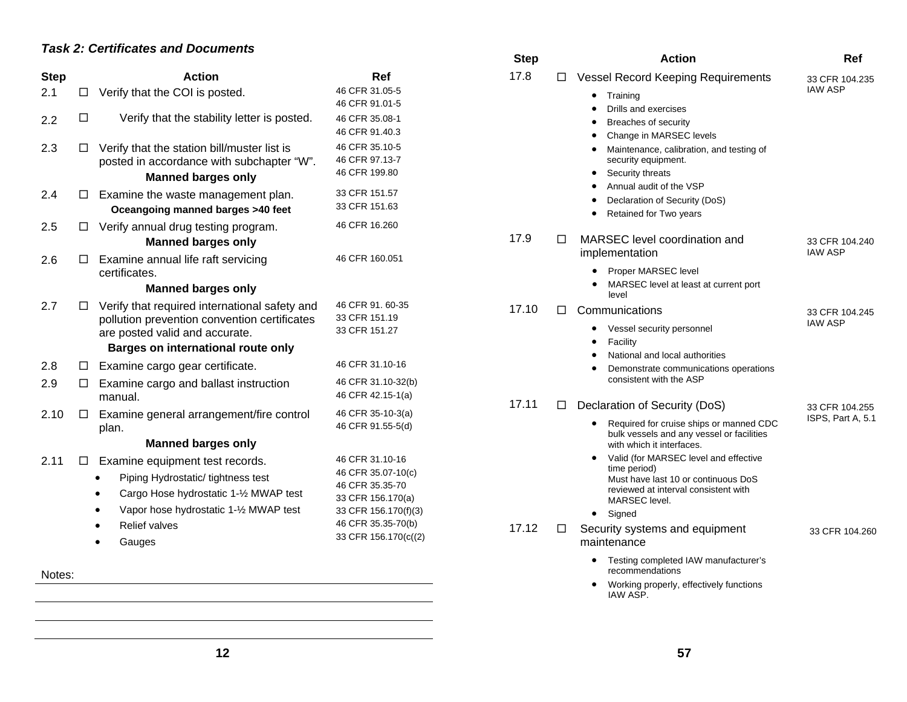### *Task 2: Certificates and Documents*

| Step | | Action | Ref |
|---|---|---|---|
| 2.1 | ☐ | Verify that the COI is posted. | 46 CFR 31.05-5<br>46 CFR 91.01-5 |
| 2.2 | ☐ | Verify that the stability letter is posted. | 46 CFR 35.08-1<br>46 CFR 91.40.3 |
| 2.3 | ☐ | Verify that the station bill/muster list is posted in accordance with subchapter "W".<br>**Manned barges only** | 46 CFR 35.10-5<br>46 CFR 97.13-7<br>46 CFR 199.80 |
| 2.4 | ☐ | Examine the waste management plan.<br>**Oceangoing manned barges >40 feet** | 33 CFR 151.57<br>33 CFR 151.63 |
| 2.5 | ☐ | Verify annual drug testing program.<br>**Manned barges only** | 46 CFR 16.260 |
| 2.6 | ☐ | Examine annual life raft servicing certificates.<br>**Manned barges only** | 46 CFR 160.051 |
| 2.7 | ☐ | Verify that required international safety and pollution prevention convention certificates are posted valid and accurate.<br>**Barges on international route only** | 46 CFR 91. 60-35<br>33 CFR 151.19<br>33 CFR 151.27 |
| 2.8 | ☐ | Examine cargo gear certificate. | 46 CFR 31.10-16 |
| 2.9 | ☐ | Examine cargo and ballast instruction manual. | 46 CFR 31.10-32(b)<br>46 CFR 42.15-1(a) |
| 2.10 | ☐ | Examine general arrangement/fire control plan.<br>**Manned barges only** | 46 CFR 35-10-3(a)<br>46 CFR 91.55-5(d) |
| 2.11 | ☐ | Examine equipment test records.<br>• Piping Hydrostatic/ tightness test<br>• Cargo Hose hydrostatic 1-½ MWAP test<br>• Vapor hose hydrostatic 1-½ MWAP test<br>• Relief valves<br>• Gauges | 46 CFR 31.10-16<br>46 CFR 35.07-10(c)<br>46 CFR 35.35-70<br>33 CFR 156.170(a)<br>33 CFR 156.170(f)(3)<br>46 CFR 35.35-70(b)<br>33 CFR 156.170(c((2) |

Notes:

---

| Step | | Action | Ref |
|---|---|---|---|
| 17.8 | ☐ | Vessel Record Keeping Requirements<br>• Training<br>• Drills and exercises<br>• Breaches of security<br>• Change in MARSEC levels<br>• Maintenance, calibration, and testing of security equipment.<br>• Security threats<br>• Annual audit of the VSP<br>• Declaration of Security (DoS)<br>• Retained for Two years | 33 CFR 104.235<br>IAW ASP |
| 17.9 | ☐ | MARSEC level coordination and implementation<br>• Proper MARSEC level<br>• MARSEC level at least at current port level | 33 CFR 104.240<br>IAW ASP |
| 17.10 | ☐ | Communications<br>• Vessel security personnel<br>• Facility<br>• National and local authorities<br>• Demonstrate communications operations consistent with the ASP | 33 CFR 104.245<br>IAW ASP |
| 17.11 | ☐ | Declaration of Security (DoS)<br>• Required for cruise ships or manned CDC bulk vessels and any vessel or facilities with which it interfaces.<br>• Valid (for MARSEC level and effective time period)<br>Must have last 10 or continuous DoS reviewed at interval consistent with MARSEC level.<br>• Signed | 33 CFR 104.255<br>ISPS, Part A, 5.1 |
| 17.12 | ☐ | Security systems and equipment maintenance<br>• Testing completed IAW manufacturer's recommendations<br>• Working properly, effectively functions IAW ASP. | 33 CFR 104.260 |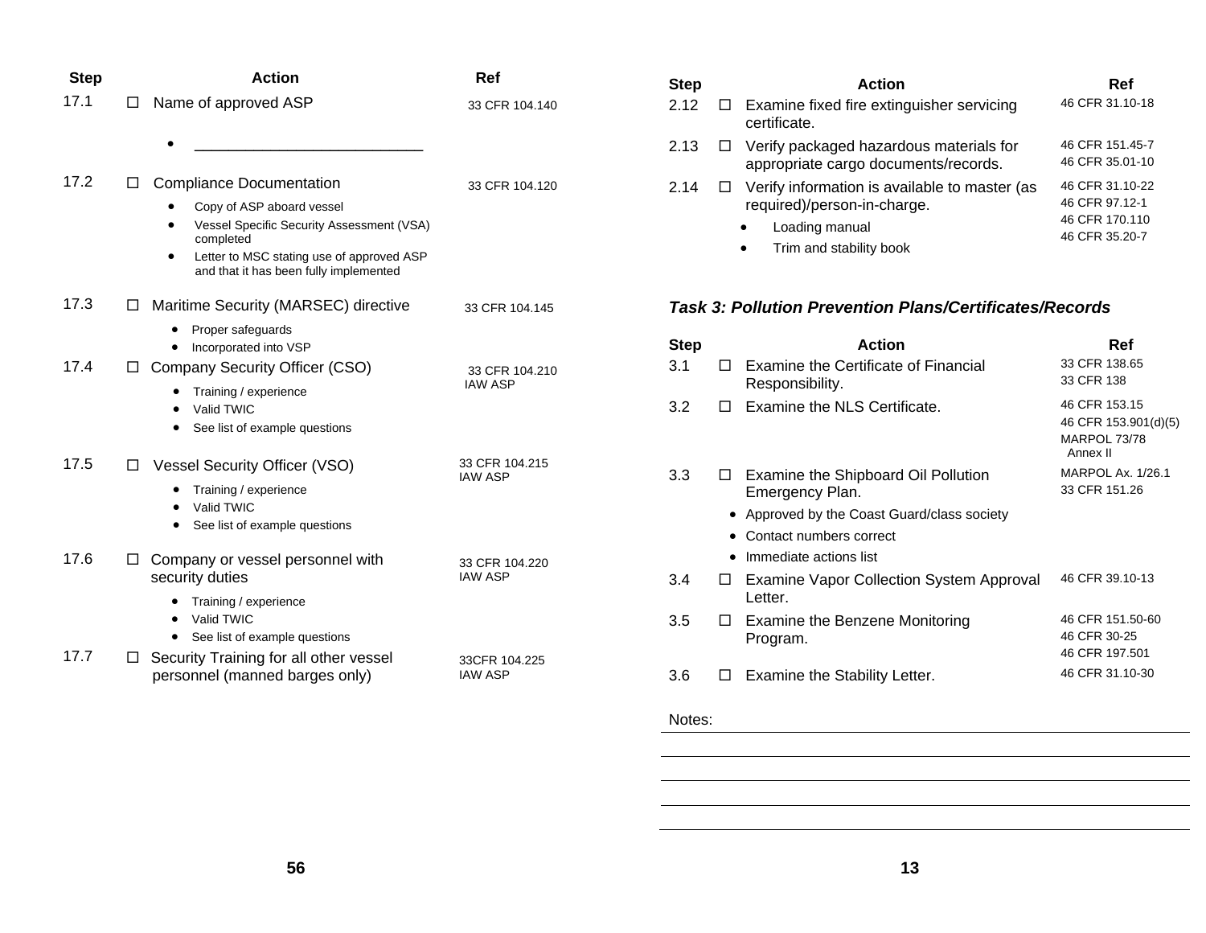| Step | | Action | Ref |
|---|---|---|---|
| 17.1 | ☐ | Name of approved ASP<br>• ________________________ | 33 CFR 104.140 |
| 17.2 | ☐ | Compliance Documentation<br>• Copy of ASP aboard vessel<br>• Vessel Specific Security Assessment (VSA) completed<br>• Letter to MSC stating use of approved ASP and that it has been fully implemented | 33 CFR 104.120 |
| 17.3 | ☐ | Maritime Security (MARSEC) directive<br>• Proper safeguards<br>• Incorporated into VSP | 33 CFR 104.145 |
| 17.4 | ☐ | Company Security Officer (CSO)<br>• Training / experience<br>• Valid TWIC<br>• See list of example questions | 33 CFR 104.210<br>IAW ASP |
| 17.5 | ☐ | Vessel Security Officer (VSO)<br>• Training / experience<br>• Valid TWIC<br>• See list of example questions | 33 CFR 104.215<br>IAW ASP |
| 17.6 | ☐ | Company or vessel personnel with security duties<br>• Training / experience<br>• Valid TWIC<br>• See list of example questions | 33 CFR 104.220<br>IAW ASP |
| 17.7 | ☐ | Security Training for all other vessel personnel (manned barges only) | 33CFR 104.225<br>IAW ASP |

| Step | | Action | Ref |
|---|---|---|---|
| 2.12 | ☐ | Examine fixed fire extinguisher servicing certificate. | 46 CFR 31.10-18 |
| 2.13 | ☐ | Verify packaged hazardous materials for appropriate cargo documents/records. | 46 CFR 151.45-7<br>46 CFR 35.01-10 |
| 2.14 | ☐ | Verify information is available to master (as required)/person-in-charge.<br>• Loading manual<br>• Trim and stability book | 46 CFR 31.10-22<br>46 CFR 97.12-1<br>46 CFR 170.110<br>46 CFR 35.20-7 |

### *Task 3: Pollution Prevention Plans/Certificates/Records*

| Step | | Action | Ref |
|---|---|---|---|
| 3.1 | ☐ | Examine the Certificate of Financial Responsibility. | 33 CFR 138.65<br>33 CFR 138 |
| 3.2 | ☐ | Examine the NLS Certificate. | 46 CFR 153.15<br>46 CFR 153.901(d)(5)<br>MARPOL 73/78 Annex II |
| 3.3 | ☐ | Examine the Shipboard Oil Pollution Emergency Plan.<br>• Approved by the Coast Guard/class society<br>• Contact numbers correct<br>• Immediate actions list | MARPOL Ax. 1/26.1<br>33 CFR 151.26 |
| 3.4 | ☐ | Examine Vapor Collection System Approval Letter. | 46 CFR 39.10-13 |
| 3.5 | ☐ | Examine the Benzene Monitoring Program. | 46 CFR 151.50-60<br>46 CFR 30-25<br>46 CFR 197.501 |
| 3.6 | ☐ | Examine the Stability Letter. | 46 CFR 31.10-30 |

Notes: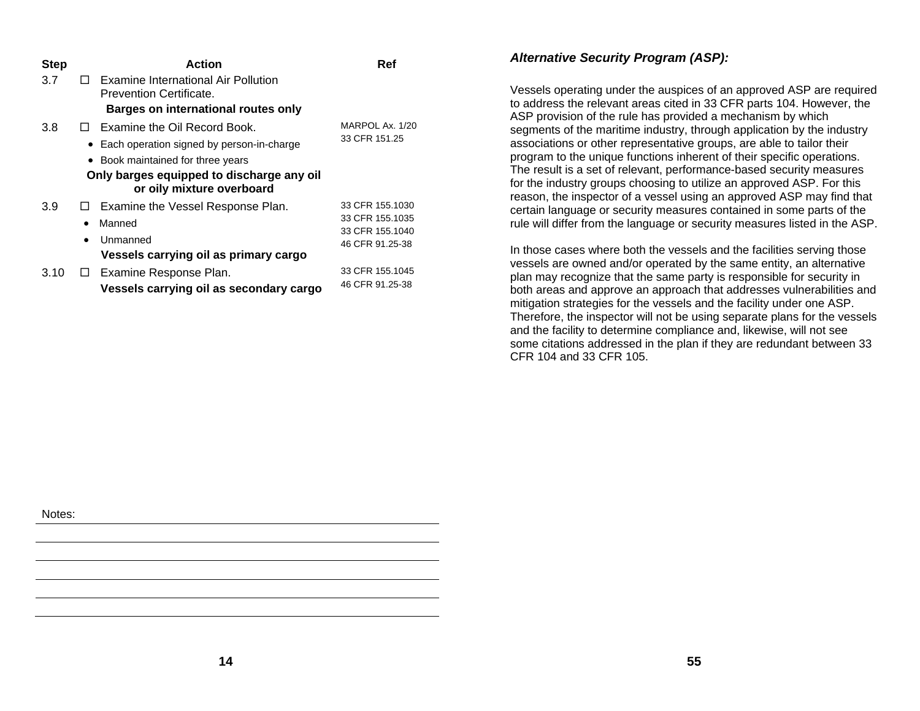| Step | Action | Ref |
|---|---|---|
| 3.7 | ☐ Examine International Air Pollution Prevention Certificate. **Barges on international routes only** | |
| 3.8 | ☐ Examine the Oil Record Book. <br>• Each operation signed by person-in-charge <br>• Book maintained for three years <br>**Only barges equipped to discharge any oil or oily mixture overboard** | MARPOL Ax. 1/20 <br>33 CFR 151.25 |
| 3.9 | ☐ Examine the Vessel Response Plan. <br>• Manned <br>• Unmanned <br>**Vessels carrying oil as primary cargo** | 33 CFR 155.1030 <br>33 CFR 155.1035 <br>33 CFR 155.1040 <br>46 CFR 91.25-38 |
| 3.10 | ☐ Examine Response Plan. <br>**Vessels carrying oil as secondary cargo** | 33 CFR 155.1045 <br>46 CFR 91.25-38 |

Notes:

### *Alternative Security Program (ASP):*

Vessels operating under the auspices of an approved ASP are required to address the relevant areas cited in 33 CFR parts 104. However, the ASP provision of the rule has provided a mechanism by which segments of the maritime industry, through application by the industry associations or other representative groups, are able to tailor their program to the unique functions inherent of their specific operations. The result is a set of relevant, performance-based security measures for the industry groups choosing to utilize an approved ASP. For this reason, the inspector of a vessel using an approved ASP may find that certain language or security measures contained in some parts of the rule will differ from the language or security measures listed in the ASP.

In those cases where both the vessels and the facilities serving those vessels are owned and/or operated by the same entity, an alternative plan may recognize that the same party is responsible for security in both areas and approve an approach that addresses vulnerabilities and mitigation strategies for the vessels and the facility under one ASP. Therefore, the inspector will not be using separate plans for the vessels and the facility to determine compliance and, likewise, will not see some citations addressed in the plan if they are redundant between 33 CFR 104 and 33 CFR 105.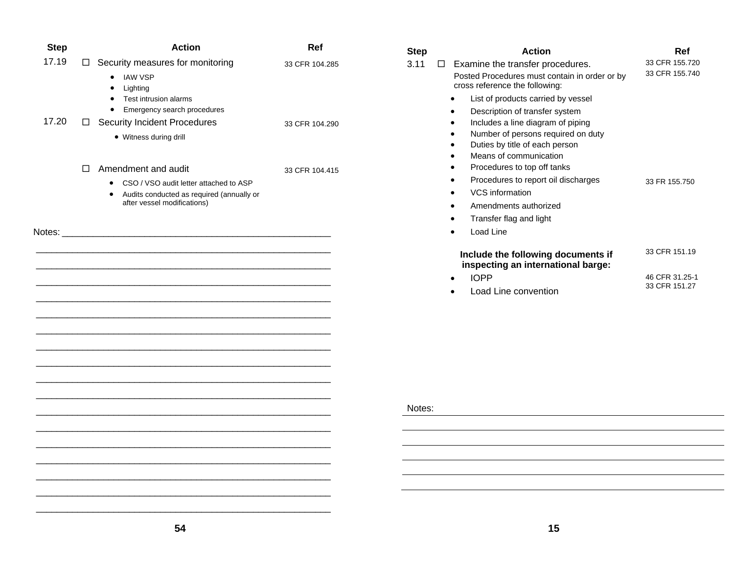| Step | | Action | Ref |
|---|---|---|---|
| 17.19 | ☐ | Security measures for monitoring<br>• IAW VSP<br>• Lighting<br>• Test intrusion alarms<br>• Emergency search procedures | 33 CFR 104.285 |
| 17.20 | ☐ | Security Incident Procedures<br>• Witness during drill | 33 CFR 104.290 |
| | ☐ | Amendment and audit<br>• CSO / VSO audit letter attached to ASP<br>• Audits conducted as required (annually or after vessel modifications) | 33 CFR 104.415 |

Notes: ____________________________________________

| Step | | Action | Ref |
|---|---|---|---|
| 3.11 | ☐ | Examine the transfer procedures.<br>Posted Procedures must contain in order or by cross reference the following: | 33 CFR 155.720<br>33 CFR 155.740 |
| | | • List of products carried by vessel | |
| | | • Description of transfer system | |
| | | • Includes a line diagram of piping | |
| | | • Number of persons required on duty | |
| | | • Duties by title of each person | |
| | | • Means of communication | |
| | | • Procedures to top off tanks | |
| | | • Procedures to report oil discharges | 33 FR 155.750 |
| | | • VCS information | |
| | | • Amendments authorized | |
| | | • Transfer flag and light | |
| | | • Load Line | |
| | | **Include the following documents if inspecting an international barge:** | 33 CFR 151.19 |
| | | • IOPP | 46 CFR 31.25-1<br>33 CFR 151.27 |
| | | • Load Line convention | |

Notes: ____________________________________________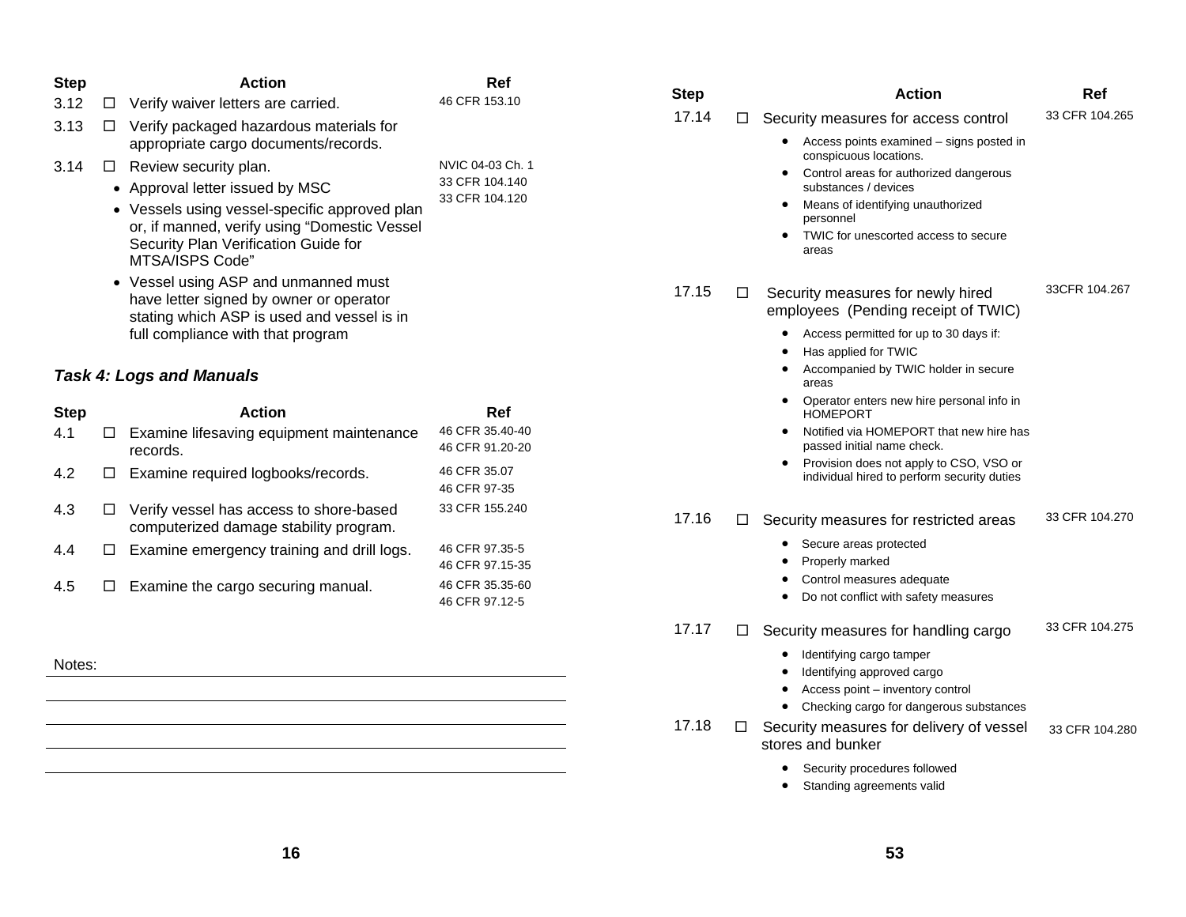| Step | | Action | Ref |
|---|---|---|---|
| 3.12 | ☐ | Verify waiver letters are carried. | 46 CFR 153.10 |
| 3.13 | ☐ | Verify packaged hazardous materials for appropriate cargo documents/records. | |
| 3.14 | ☐ | Review security plan.<br>• Approval letter issued by MSC<br>• Vessels using vessel-specific approved plan or, if manned, verify using "Domestic Vessel Security Plan Verification Guide for MTSA/ISPS Code"<br>• Vessel using ASP and unmanned must have letter signed by owner or operator stating which ASP is used and vessel is in full compliance with that program | NVIC 04-03 Ch. 1<br>33 CFR 104.140<br>33 CFR 104.120 |

### *Task 4: Logs and Manuals*

| Step | | Action | Ref |
|---|---|---|---|
| 4.1 | ☐ | Examine lifesaving equipment maintenance records. | 46 CFR 35.40-40<br>46 CFR 91.20-20 |
| 4.2 | ☐ | Examine required logbooks/records. | 46 CFR 35.07<br>46 CFR 97-35 |
| 4.3 | ☐ | Verify vessel has access to shore-based computerized damage stability program. | 33 CFR 155.240 |
| 4.4 | ☐ | Examine emergency training and drill logs. | 46 CFR 97.35-5<br>46 CFR 97.15-35 |
| 4.5 | ☐ | Examine the cargo securing manual. | 46 CFR 35.35-60<br>46 CFR 97.12-5 |

Notes:

| Step | | Action | Ref |
|---|---|---|---|
| 17.14 | ☐ | Security measures for access control<br>• Access points examined – signs posted in conspicuous locations.<br>• Control areas for authorized dangerous substances / devices<br>• Means of identifying unauthorized personnel<br>• TWIC for unescorted access to secure areas | 33 CFR 104.265 |
| 17.15 | ☐ | Security measures for newly hired employees (Pending receipt of TWIC)<br>• Access permitted for up to 30 days if:<br>• Has applied for TWIC<br>• Accompanied by TWIC holder in secure areas<br>• Operator enters new hire personal info in HOMEPORT<br>• Notified via HOMEPORT that new hire has passed initial name check.<br>• Provision does not apply to CSO, VSO or individual hired to perform security duties | 33CFR 104.267 |
| 17.16 | ☐ | Security measures for restricted areas<br>• Secure areas protected<br>• Properly marked<br>• Control measures adequate<br>• Do not conflict with safety measures | 33 CFR 104.270 |
| 17.17 | ☐ | Security measures for handling cargo<br>• Identifying cargo tamper<br>• Identifying approved cargo<br>• Access point – inventory control<br>• Checking cargo for dangerous substances | 33 CFR 104.275 |
| 17.18 | ☐ | Security measures for delivery of vessel stores and bunker<br>• Security procedures followed<br>• Standing agreements valid | 33 CFR 104.280 |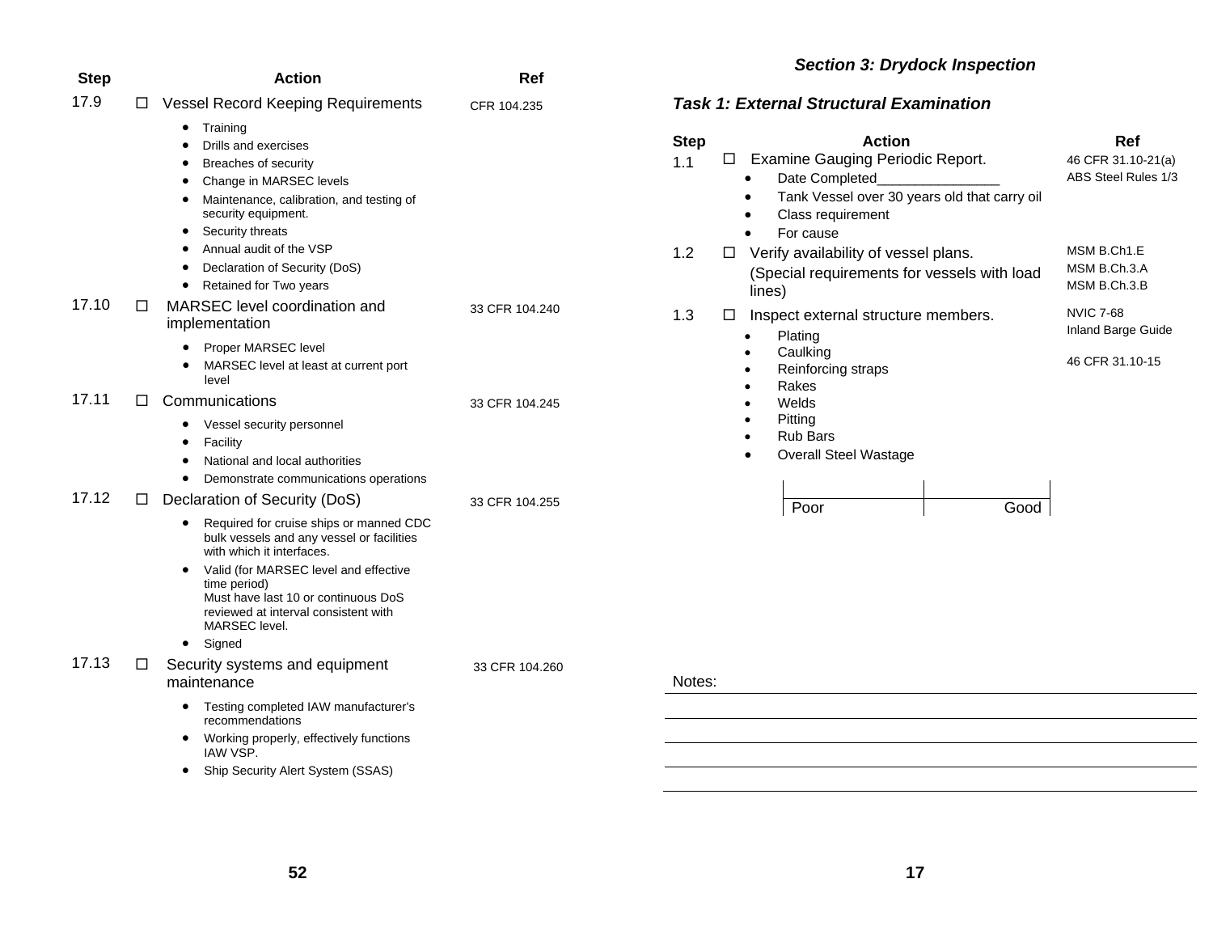| Step | | Action | Ref |
|---|---|---|---|
| 17.9 | ☐ | Vessel Record Keeping Requirements<br>• Training<br>• Drills and exercises<br>• Breaches of security<br>• Change in MARSEC levels<br>• Maintenance, calibration, and testing of security equipment.<br>• Security threats<br>• Annual audit of the VSP<br>• Declaration of Security (DoS)<br>• Retained for Two years | CFR 104.235 |
| 17.10 | ☐ | MARSEC level coordination and implementation<br>• Proper MARSEC level<br>• MARSEC level at least at current port level | 33 CFR 104.240 |
| 17.11 | ☐ | Communications<br>• Vessel security personnel<br>• Facility<br>• National and local authorities<br>• Demonstrate communications operations | 33 CFR 104.245 |
| 17.12 | ☐ | Declaration of Security (DoS)<br>• Required for cruise ships or manned CDC bulk vessels and any vessel or facilities with which it interfaces.<br>• Valid (for MARSEC level and effective time period) Must have last 10 or continuous DoS reviewed at interval consistent with MARSEC level.<br>• Signed | 33 CFR 104.255 |
| 17.13 | ☐ | Security systems and equipment maintenance<br>• Testing completed IAW manufacturer's recommendations<br>• Working properly, effectively functions IAW VSP.<br>• Ship Security Alert System (SSAS) | 33 CFR 104.260 |

## *Section 3: Drydock Inspection*

### *Task 1: External Structural Examination*

| Step | | Action | Ref |
|---|---|---|---|
| 1.1 | ☐ | Examine Gauging Periodic Report.<br>• Date Completed________________<br>• Tank Vessel over 30 years old that carry oil<br>• Class requirement<br>• For cause | 46 CFR 31.10-21(a)<br>ABS Steel Rules 1/3 |
| 1.2 | ☐ | Verify availability of vessel plans.<br>(Special requirements for vessels with load lines) | MSM B.Ch1.E<br>MSM B.Ch.3.A<br>MSM B.Ch.3.B |
| 1.3 | ☐ | Inspect external structure members.<br>• Plating<br>• Caulking<br>• Reinforcing straps<br>• Rakes<br>• Welds<br>• Pitting<br>• Rub Bars<br>• Overall Steel Wastage | NVIC 7-68<br>Inland Barge Guide<br>46 CFR 31.10-15 |

| Poor | Good |
|---|---|

Notes: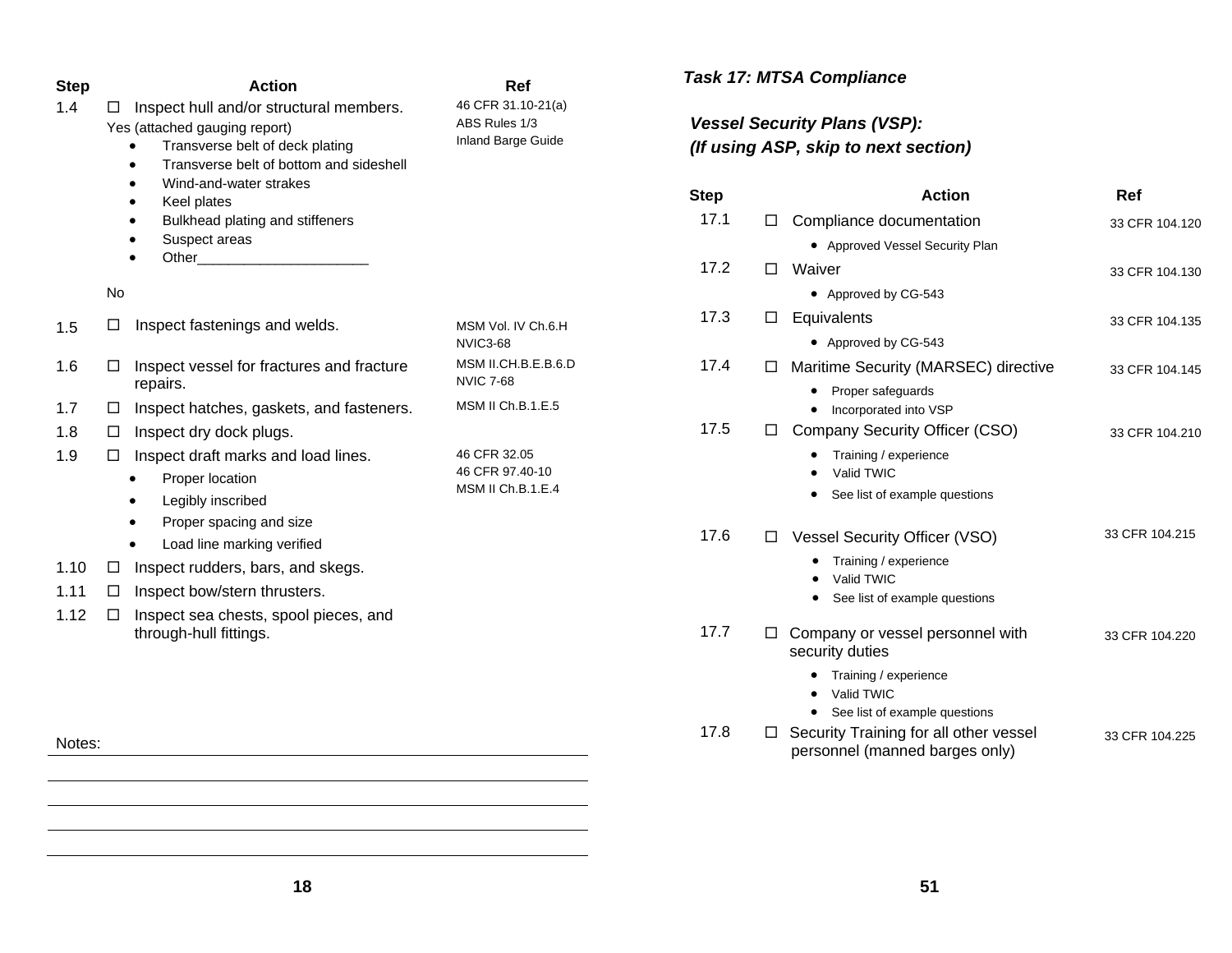| Step | Action | Ref |
|---|---|---|
| 1.4 | ☐ Inspect hull and/or structural members.<br>Yes (attached gauging report)<br>• Transverse belt of deck plating<br>• Transverse belt of bottom and sideshell<br>• Wind-and-water strakes<br>• Keel plates<br>• Bulkhead plating and stiffeners<br>• Suspect areas<br>• Other______________________<br>No | 46 CFR 31.10-21(a)<br>ABS Rules 1/3<br>Inland Barge Guide |
| 1.5 | ☐ Inspect fastenings and welds. | MSM Vol. IV Ch.6.H<br>NVIC3-68 |
| 1.6 | ☐ Inspect vessel for fractures and fracture repairs. | MSM II.CH.B.E.B.6.D<br>NVIC 7-68 |
| 1.7 | ☐ Inspect hatches, gaskets, and fasteners. | MSM II Ch.B.1.E.5 |
| 1.8 | ☐ Inspect dry dock plugs. | |
| 1.9 | ☐ Inspect draft marks and load lines.<br>• Proper location<br>• Legibly inscribed<br>• Proper spacing and size<br>• Load line marking verified | 46 CFR 32.05<br>46 CFR 97.40-10<br>MSM II Ch.B.1.E.4 |
| 1.10 | ☐ Inspect rudders, bars, and skegs. | |
| 1.11 | ☐ Inspect bow/stern thrusters. | |
| 1.12 | ☐ Inspect sea chests, spool pieces, and through-hull fittings. | |

Notes: ______________________________

______________________________

______________________________

______________________________

______________________________

***Task 17: MTSA Compliance***

***Vessel Security Plans (VSP):***
***(If using ASP, skip to next section)***

| Step | Action | Ref |
|---|---|---|
| 17.1 | ☐ Compliance documentation<br>• Approved Vessel Security Plan | 33 CFR 104.120 |
| 17.2 | ☐ Waiver<br>• Approved by CG-543 | 33 CFR 104.130 |
| 17.3 | ☐ Equivalents<br>• Approved by CG-543 | 33 CFR 104.135 |
| 17.4 | ☐ Maritime Security (MARSEC) directive<br>• Proper safeguards<br>• Incorporated into VSP | 33 CFR 104.145 |
| 17.5 | ☐ Company Security Officer (CSO)<br>• Training / experience<br>• Valid TWIC<br>• See list of example questions | 33 CFR 104.210 |
| 17.6 | ☐ Vessel Security Officer (VSO)<br>• Training / experience<br>• Valid TWIC<br>• See list of example questions | 33 CFR 104.215 |
| 17.7 | ☐ Company or vessel personnel with security duties<br>• Training / experience<br>• Valid TWIC<br>• See list of example questions | 33 CFR 104.220 |
| 17.8 | ☐ Security Training for all other vessel personnel (manned barges only) | 33 CFR 104.225 |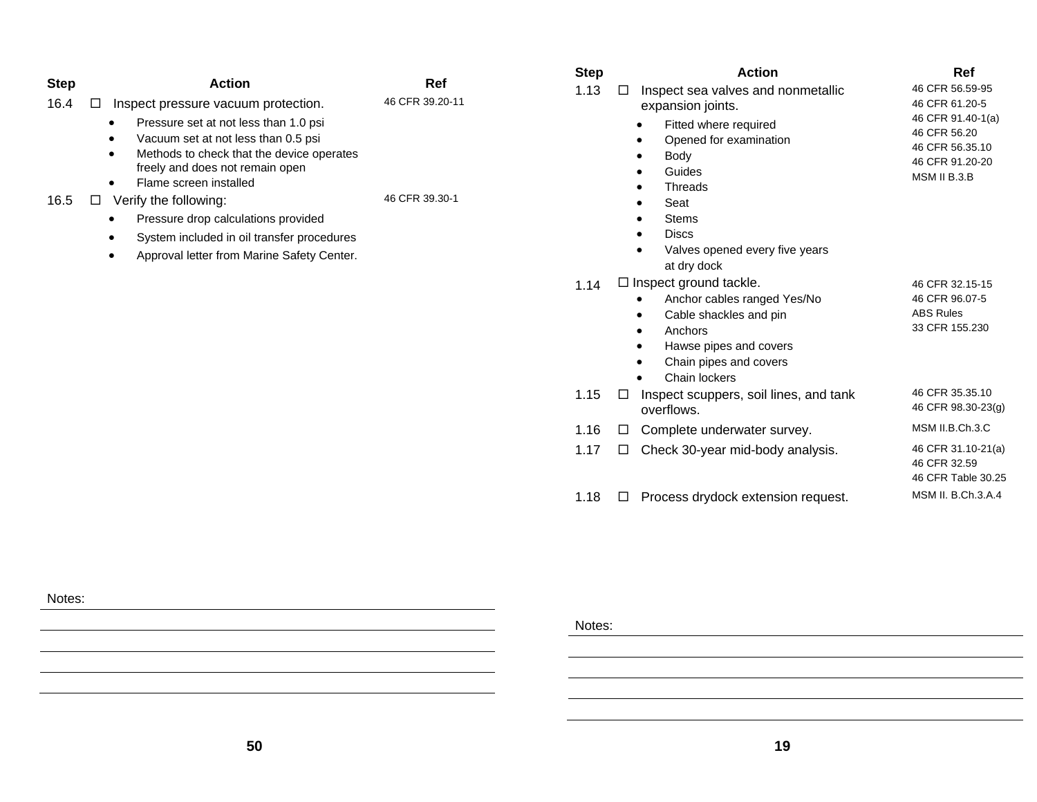| Step | | Action | Ref |
|---|---|---|---|
| 16.4 | ☐ | Inspect pressure vacuum protection.<br>• Pressure set at not less than 1.0 psi<br>• Vacuum set at not less than 0.5 psi<br>• Methods to check that the device operates freely and does not remain open<br>• Flame screen installed | 46 CFR 39.20-11 |
| 16.5 | ☐ | Verify the following:<br>• Pressure drop calculations provided<br>• System included in oil transfer procedures<br>• Approval letter from Marine Safety Center. | 46 CFR 39.30-1 |

Notes:

| Step | | Action | Ref |
|---|---|---|---|
| 1.13 | ☐ | Inspect sea valves and nonmetallic expansion joints.<br>• Fitted where required<br>• Opened for examination<br>• Body<br>• Guides<br>• Threads<br>• Seat<br>• Stems<br>• Discs<br>• Valves opened every five years at dry dock | 46 CFR 56.59-95<br>46 CFR 61.20-5<br>46 CFR 91.40-1(a)<br>46 CFR 56.20<br>46 CFR 56.35.10<br>46 CFR 91.20-20<br>MSM II B.3.B |
| 1.14 | ☐ | Inspect ground tackle.<br>• Anchor cables ranged Yes/No<br>• Cable shackles and pin<br>• Anchors<br>• Hawse pipes and covers<br>• Chain pipes and covers<br>• Chain lockers | 46 CFR 32.15-15<br>46 CFR 96.07-5<br>ABS Rules<br>33 CFR 155.230 |
| 1.15 | ☐ | Inspect scuppers, soil lines, and tank overflows. | 46 CFR 35.35.10<br>46 CFR 98.30-23(g) |
| 1.16 | ☐ | Complete underwater survey. | MSM II.B.Ch.3.C |
| 1.17 | ☐ | Check 30-year mid-body analysis. | 46 CFR 31.10-21(a)<br>46 CFR 32.59<br>46 CFR Table 30.25 |
| 1.18 | ☐ | Process drydock extension request. | MSM II. B.Ch.3.A.4 |

Notes: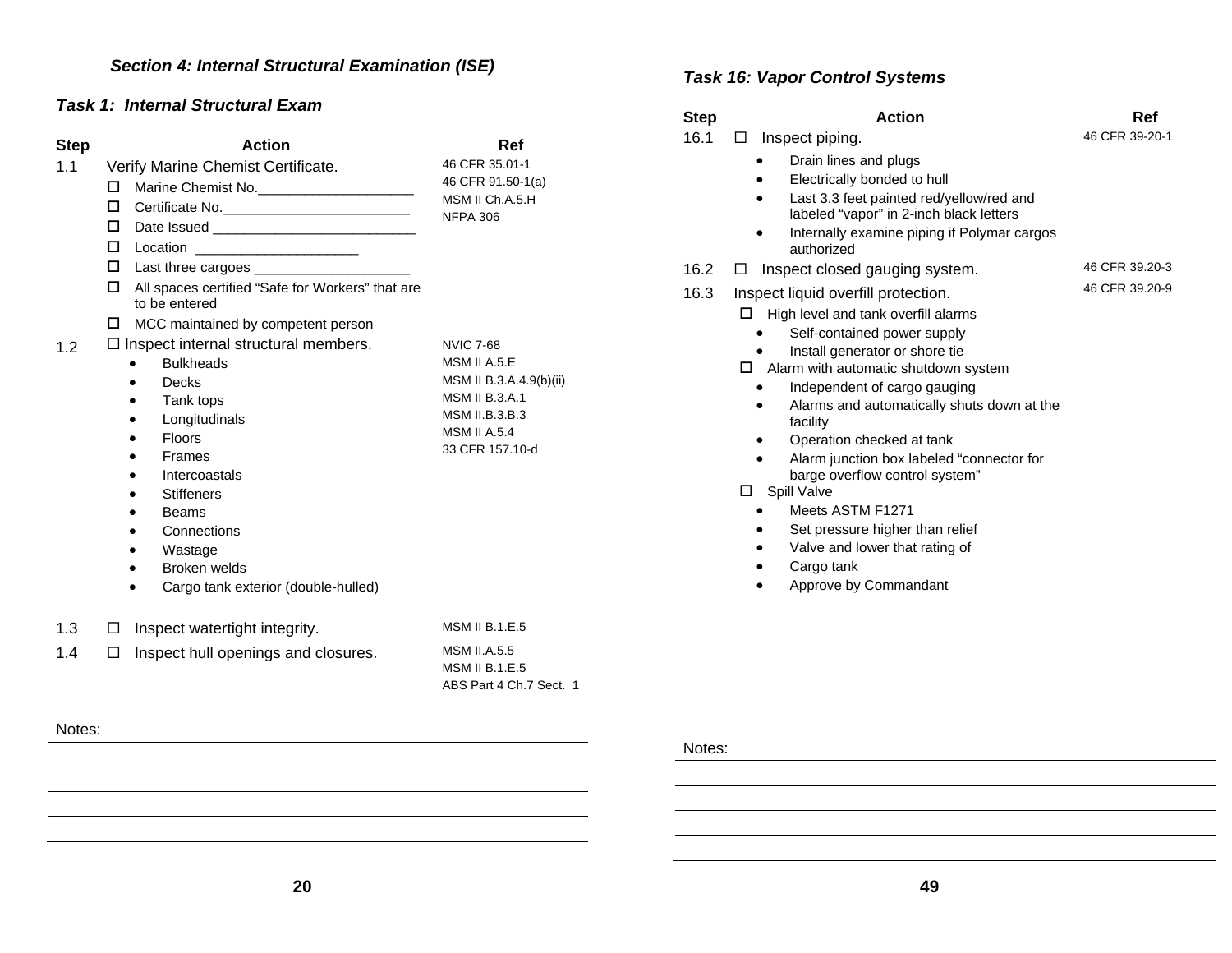## Section 4: Internal Structural Examination (ISE)

### Task 1: Internal Structural Exam

| Step | Action | Ref |
|---|---|---|
| 1.1 | Verify Marine Chemist Certificate.<br>☐ Marine Chemist No.____________________<br>☐ Certificate No.________________________<br>☐ Date Issued __________________________<br>☐ Location _____________________<br>☐ Last three cargoes ____________________<br>☐ All spaces certified "Safe for Workers" that are to be entered<br>☐ MCC maintained by competent person | 46 CFR 35.01-1<br>46 CFR 91.50-1(a)<br>MSM II Ch.A.5.H<br>NFPA 306 |
| 1.2 | ☐ Inspect internal structural members.<br>• Bulkheads<br>• Decks<br>• Tank tops<br>• Longitudinals<br>• Floors<br>• Frames<br>• Intercoastals<br>• Stiffeners<br>• Beams<br>• Connections<br>• Wastage<br>• Broken welds<br>• Cargo tank exterior (double-hulled) | NVIC 7-68<br>MSM II A.5.E<br>MSM II B.3.A.4.9(b)(ii)<br>MSM II B.3.A.1<br>MSM II.B.3.B.3<br>MSM II A.5.4<br>33 CFR 157.10-d |
| 1.3 | ☐ Inspect watertight integrity. | MSM II B.1.E.5 |
| 1.4 | ☐ Inspect hull openings and closures. | MSM II.A.5.5<br>MSM II B.1.E.5<br>ABS Part 4 Ch.7 Sect. 1 |

Notes:

______________________________________________

______________________________________________

______________________________________________

______________________________________________

### Task 16: Vapor Control Systems

| Step | Action | Ref |
|---|---|---|
| 16.1 | ☐ Inspect piping.<br>• Drain lines and plugs<br>• Electrically bonded to hull<br>• Last 3.3 feet painted red/yellow/red and labeled "vapor" in 2-inch black letters<br>• Internally examine piping if Polymar cargos authorized | 46 CFR 39-20-1 |
| 16.2 | ☐ Inspect closed gauging system. | 46 CFR 39.20-3 |
| 16.3 | Inspect liquid overfill protection.<br>☐ High level and tank overfill alarms<br>• Self-contained power supply<br>• Install generator or shore tie<br>☐ Alarm with automatic shutdown system<br>• Independent of cargo gauging<br>• Alarms and automatically shuts down at the facility<br>• Operation checked at tank<br>• Alarm junction box labeled "connector for barge overflow control system"<br>☐ Spill Valve<br>• Meets ASTM F1271<br>• Set pressure higher than relief<br>• Valve and lower that rating of<br>• Cargo tank<br>• Approve by Commandant | 46 CFR 39.20-9 |

Notes:

______________________________________________

______________________________________________

______________________________________________

______________________________________________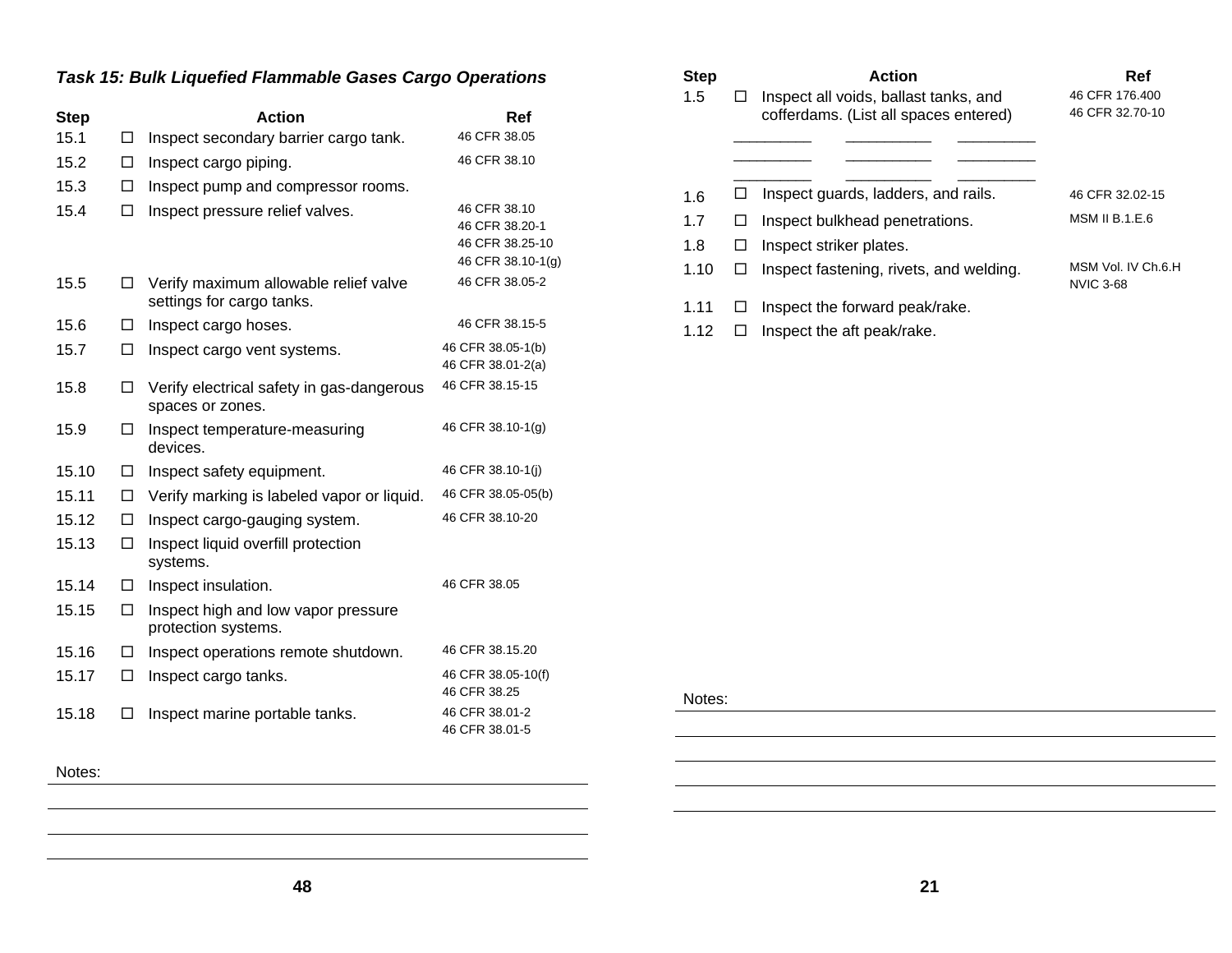### *Task 15: Bulk Liquefied Flammable Gases Cargo Operations*

| Step | | Action | Ref |
|---|---|---|---|
| 15.1 | ☐ | Inspect secondary barrier cargo tank. | 46 CFR 38.05 |
| 15.2 | ☐ | Inspect cargo piping. | 46 CFR 38.10 |
| 15.3 | ☐ | Inspect pump and compressor rooms. | |
| 15.4 | ☐ | Inspect pressure relief valves. | 46 CFR 38.10<br>46 CFR 38.20-1<br>46 CFR 38.25-10<br>46 CFR 38.10-1(g) |
| 15.5 | ☐ | Verify maximum allowable relief valve settings for cargo tanks. | 46 CFR 38.05-2 |
| 15.6 | ☐ | Inspect cargo hoses. | 46 CFR 38.15-5 |
| 15.7 | ☐ | Inspect cargo vent systems. | 46 CFR 38.05-1(b)<br>46 CFR 38.01-2(a) |
| 15.8 | ☐ | Verify electrical safety in gas-dangerous spaces or zones. | 46 CFR 38.15-15 |
| 15.9 | ☐ | Inspect temperature-measuring devices. | 46 CFR 38.10-1(g) |
| 15.10 | ☐ | Inspect safety equipment. | 46 CFR 38.10-1(j) |
| 15.11 | ☐ | Verify marking is labeled vapor or liquid. | 46 CFR 38.05-05(b) |
| 15.12 | ☐ | Inspect cargo-gauging system. | 46 CFR 38.10-20 |
| 15.13 | ☐ | Inspect liquid overfill protection systems. | |
| 15.14 | ☐ | Inspect insulation. | 46 CFR 38.05 |
| 15.15 | ☐ | Inspect high and low vapor pressure protection systems. | |
| 15.16 | ☐ | Inspect operations remote shutdown. | 46 CFR 38.15.20 |
| 15.17 | ☐ | Inspect cargo tanks. | 46 CFR 38.05-10(f)<br>46 CFR 38.25 |
| 15.18 | ☐ | Inspect marine portable tanks. | 46 CFR 38.01-2<br>46 CFR 38.01-5 |

Notes:

---

| Step | | Action | Ref |
|---|---|---|---|
| 1.5 | ☐ | Inspect all voids, ballast tanks, and cofferdams. (List all spaces entered)<br>_________ _________ _________<br>_________ _________ _________<br>_________ _________ _________ | 46 CFR 176.400<br>46 CFR 32.70-10 |
| 1.6 | ☐ | Inspect guards, ladders, and rails. | 46 CFR 32.02-15 |
| 1.7 | ☐ | Inspect bulkhead penetrations. | MSM II B.1.E.6 |
| 1.8 | ☐ | Inspect striker plates. | |
| 1.10 | ☐ | Inspect fastening, rivets, and welding. | MSM Vol. IV Ch.6.H<br>NVIC 3-68 |
| 1.11 | ☐ | Inspect the forward peak/rake. | |
| 1.12 | ☐ | Inspect the aft peak/rake. | |

Notes: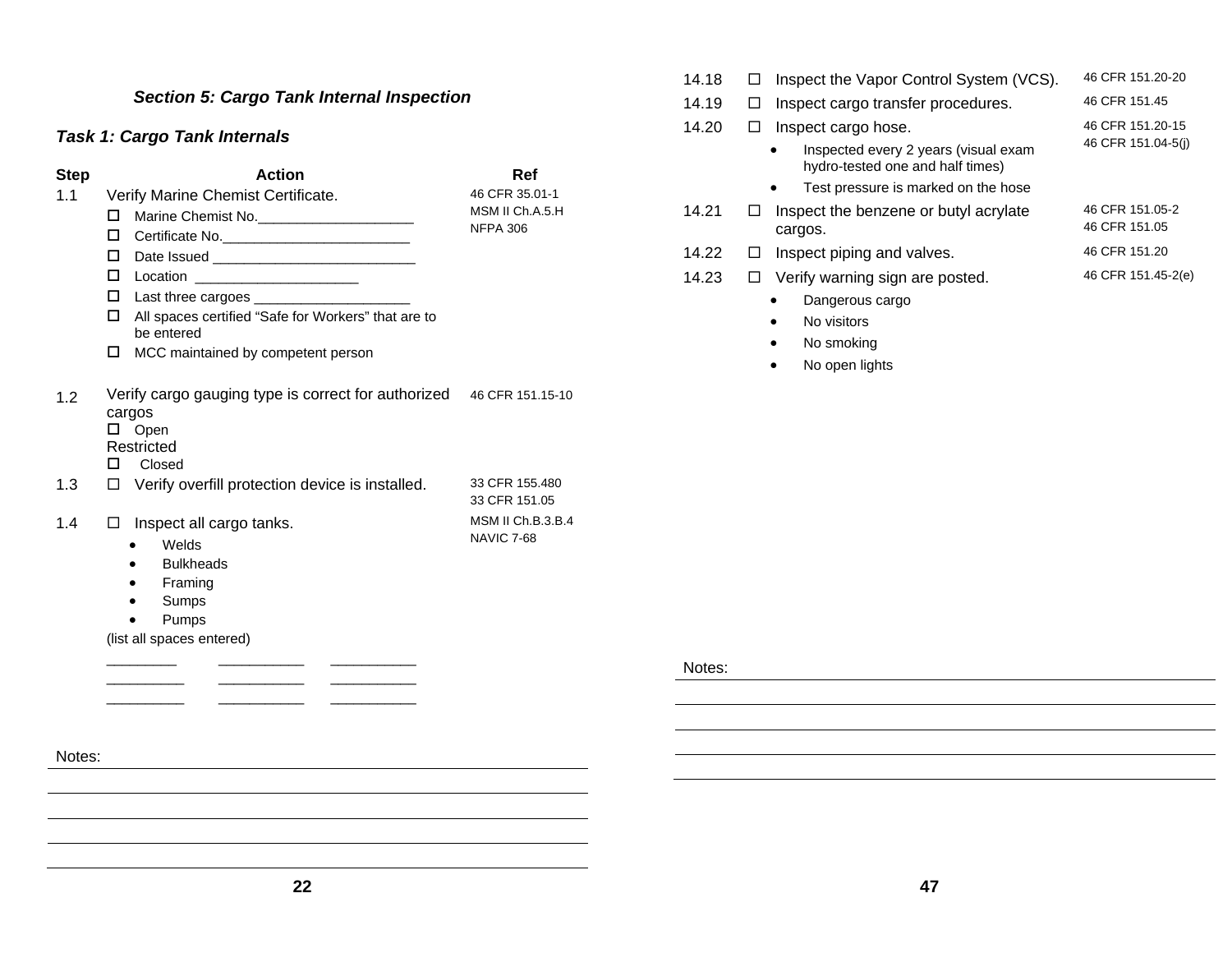### Section 5: Cargo Tank Internal Inspection

#### Task 1: Cargo Tank Internals

| Step | Action | Ref |
|---|---|---|
| 1.1 | Verify Marine Chemist Certificate.<br>☐ Marine Chemist No.____________________<br>☐ Certificate No.________________________<br>☐ Date Issued __________________________<br>☐ Location _____________________<br>☐ Last three cargoes ____________________<br>☐ All spaces certified "Safe for Workers" that are to be entered<br>☐ MCC maintained by competent person | 46 CFR 35.01-1<br>MSM II Ch.A.5.H<br>NFPA 306 |
| 1.2 | Verify cargo gauging type is correct for authorized cargos<br>☐ Open<br>Restricted<br>☐ Closed | 46 CFR 151.15-10 |
| 1.3 | ☐ Verify overfill protection device is installed. | 33 CFR 155.480<br>33 CFR 151.05 |
| 1.4 | ☐ Inspect all cargo tanks.<br>• Welds<br>• Bulkheads<br>• Framing<br>• Sumps<br>• Pumps<br>(list all spaces entered)<br>_________ ___________ ___________<br>__________ ___________ ___________<br>__________ ___________ ___________ | MSM II Ch.B.3.B.4<br>NAVIC 7-68 |

Notes:

---

| Step | Action | Ref |
|---|---|---|
| 14.18 | ☐ Inspect the Vapor Control System (VCS). | 46 CFR 151.20-20 |
| 14.19 | ☐ Inspect cargo transfer procedures. | 46 CFR 151.45 |
| 14.20 | ☐ Inspect cargo hose.<br>• Inspected every 2 years (visual exam hydro-tested one and half times)<br>• Test pressure is marked on the hose | 46 CFR 151.20-15<br>46 CFR 151.04-5(j) |
| 14.21 | ☐ Inspect the benzene or butyl acrylate cargos. | 46 CFR 151.05-2<br>46 CFR 151.05 |
| 14.22 | ☐ Inspect piping and valves. | 46 CFR 151.20 |
| 14.23 | ☐ Verify warning sign are posted.<br>• Dangerous cargo<br>• No visitors<br>• No smoking<br>• No open lights | 46 CFR 151.45-2(e) |

Notes: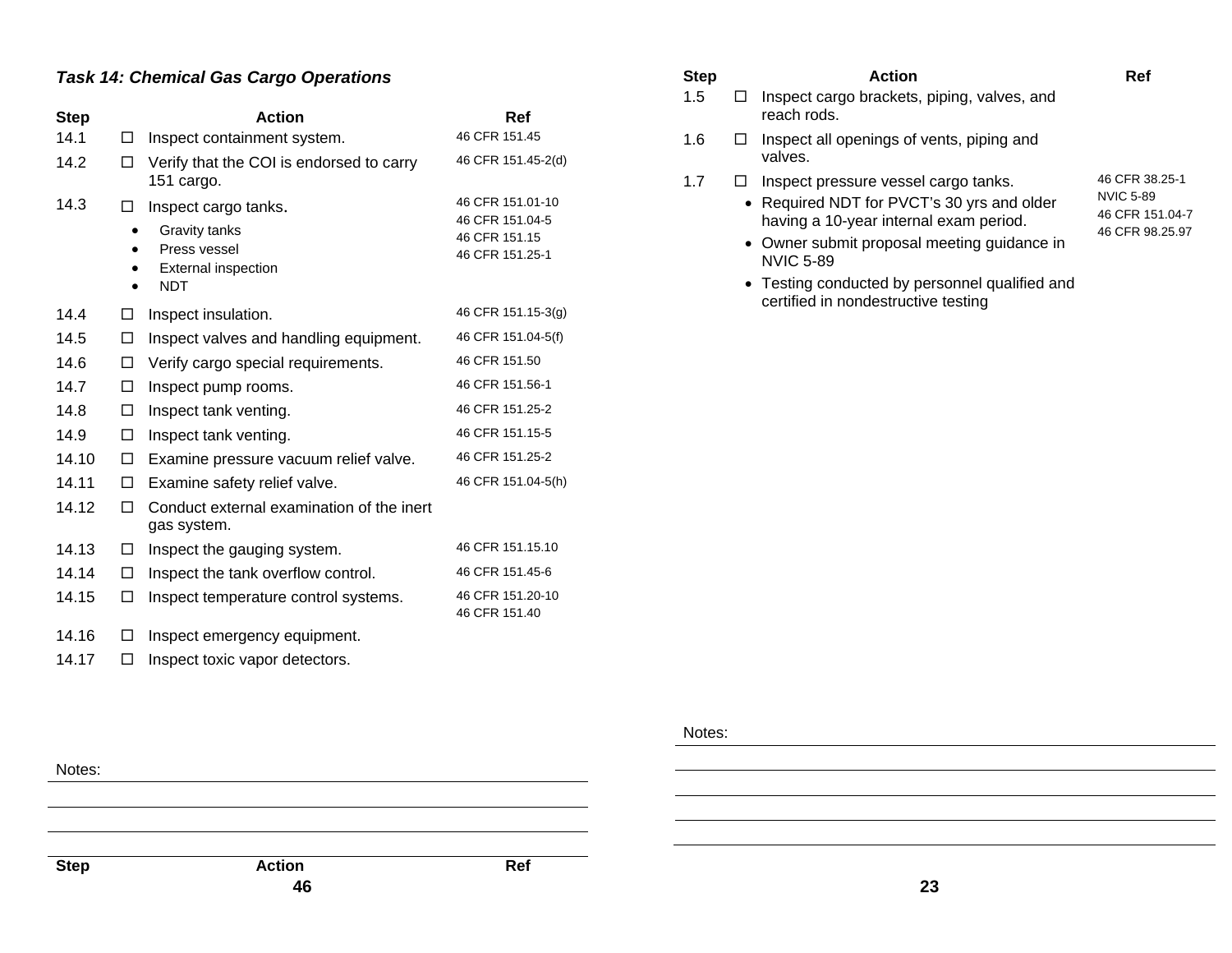### *Task 14: Chemical Gas Cargo Operations*

| Step | | Action | Ref |
|---|---|---|---|
| 14.1 | ☐ | Inspect containment system. | 46 CFR 151.45 |
| 14.2 | ☐ | Verify that the COI is endorsed to carry 151 cargo. | 46 CFR 151.45-2(d) |
| 14.3 | ☐ | Inspect cargo tanks.<br>• Gravity tanks<br>• Press vessel<br>• External inspection<br>• NDT | 46 CFR 151.01-10<br>46 CFR 151.04-5<br>46 CFR 151.15<br>46 CFR 151.25-1 |
| 14.4 | ☐ | Inspect insulation. | 46 CFR 151.15-3(g) |
| 14.5 | ☐ | Inspect valves and handling equipment. | 46 CFR 151.04-5(f) |
| 14.6 | ☐ | Verify cargo special requirements. | 46 CFR 151.50 |
| 14.7 | ☐ | Inspect pump rooms. | 46 CFR 151.56-1 |
| 14.8 | ☐ | Inspect tank venting. | 46 CFR 151.25-2 |
| 14.9 | ☐ | Inspect tank venting. | 46 CFR 151.15-5 |
| 14.10 | ☐ | Examine pressure vacuum relief valve. | 46 CFR 151.25-2 |
| 14.11 | ☐ | Examine safety relief valve. | 46 CFR 151.04-5(h) |
| 14.12 | ☐ | Conduct external examination of the inert gas system. | |
| 14.13 | ☐ | Inspect the gauging system. | 46 CFR 151.15.10 |
| 14.14 | ☐ | Inspect the tank overflow control. | 46 CFR 151.45-6 |
| 14.15 | ☐ | Inspect temperature control systems. | 46 CFR 151.20-10<br>46 CFR 151.40 |
| 14.16 | ☐ | Inspect emergency equipment. | |
| 14.17 | ☐ | Inspect toxic vapor detectors. | |

Notes:

| Step | | Action | Ref |
|---|---|---|---|
| 1.5 | ☐ | Inspect cargo brackets, piping, valves, and reach rods. | |
| 1.6 | ☐ | Inspect all openings of vents, piping and valves. | |
| 1.7 | ☐ | Inspect pressure vessel cargo tanks.<br>• Required NDT for PVCT's 30 yrs and older having a 10-year internal exam period.<br>• Owner submit proposal meeting guidance in NVIC 5-89<br>• Testing conducted by personnel qualified and certified in nondestructive testing | 46 CFR 38.25-1<br>NVIC 5-89<br>46 CFR 151.04-7<br>46 CFR 98.25.97 |

Notes: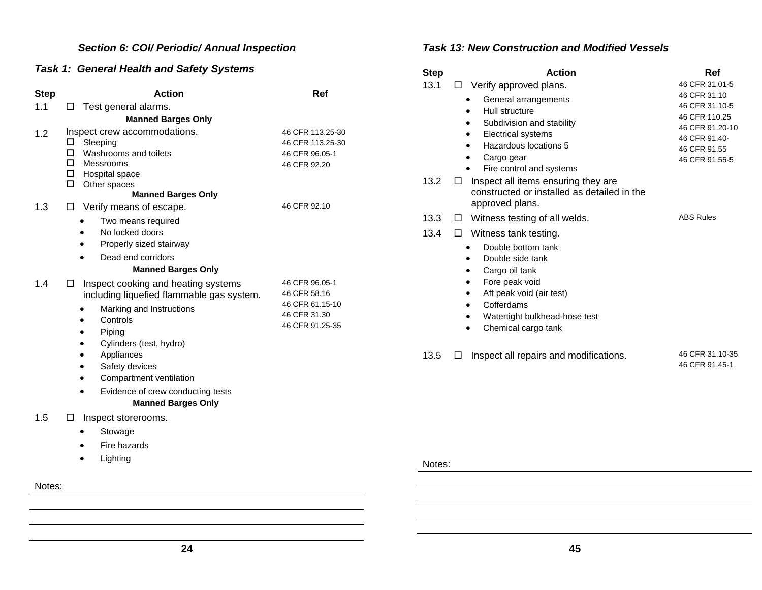### *Section 6: COI/ Periodic/ Annual Inspection*

### *Task 1: General Health and Safety Systems*

| Step | Action | Ref |
|---|---|---|
| 1.1 | ☐ Test general alarms.<br>**Manned Barges Only** | |
| 1.2 | Inspect crew accommodations.<br>☐ Sleeping<br>☐ Washrooms and toilets<br>☐ Messrooms<br>☐ Hospital space<br>☐ Other spaces<br>**Manned Barges Only** | 46 CFR 113.25-30<br>46 CFR 113.25-30<br>46 CFR 96.05-1<br>46 CFR 92.20 |
| 1.3 | ☐ Verify means of escape.<br>• Two means required<br>• No locked doors<br>• Properly sized stairway<br>• Dead end corridors<br>**Manned Barges Only** | 46 CFR 92.10 |
| 1.4 | ☐ Inspect cooking and heating systems including liquefied flammable gas system.<br>• Marking and Instructions<br>• Controls<br>• Piping<br>• Cylinders (test, hydro)<br>• Appliances<br>• Safety devices<br>• Compartment ventilation<br>• Evidence of crew conducting tests<br>**Manned Barges Only** | 46 CFR 96.05-1<br>46 CFR 58.16<br>46 CFR 61.15-10<br>46 CFR 31.30<br>46 CFR 91.25-35 |
| 1.5 | ☐ Inspect storerooms.<br>• Stowage<br>• Fire hazards<br>• Lighting | |

Notes:

### *Task 13: New Construction and Modified Vessels*

| Step | Action | Ref |
|---|---|---|
| 13.1 | ☐ Verify approved plans.<br>• General arrangements<br>• Hull structure<br>• Subdivision and stability<br>• Electrical systems<br>• Hazardous locations 5<br>• Cargo gear<br>• Fire control and systems | 46 CFR 31.01-5<br>46 CFR 31.10<br>46 CFR 31.10-5<br>46 CFR 110.25<br>46 CFR 91.20-10<br>46 CFR 91.40-<br>46 CFR 91.55<br>46 CFR 91.55-5 |
| 13.2 | ☐ Inspect all items ensuring they are constructed or installed as detailed in the approved plans. | |
| 13.3 | ☐ Witness testing of all welds. | ABS Rules |
| 13.4 | ☐ Witness tank testing.<br>• Double bottom tank<br>• Double side tank<br>• Cargo oil tank<br>• Fore peak void<br>• Aft peak void (air test)<br>• Cofferdams<br>• Watertight bulkhead-hose test<br>• Chemical cargo tank | |
| 13.5 | ☐ Inspect all repairs and modifications. | 46 CFR 31.10-35<br>46 CFR 91.45-1 |

Notes: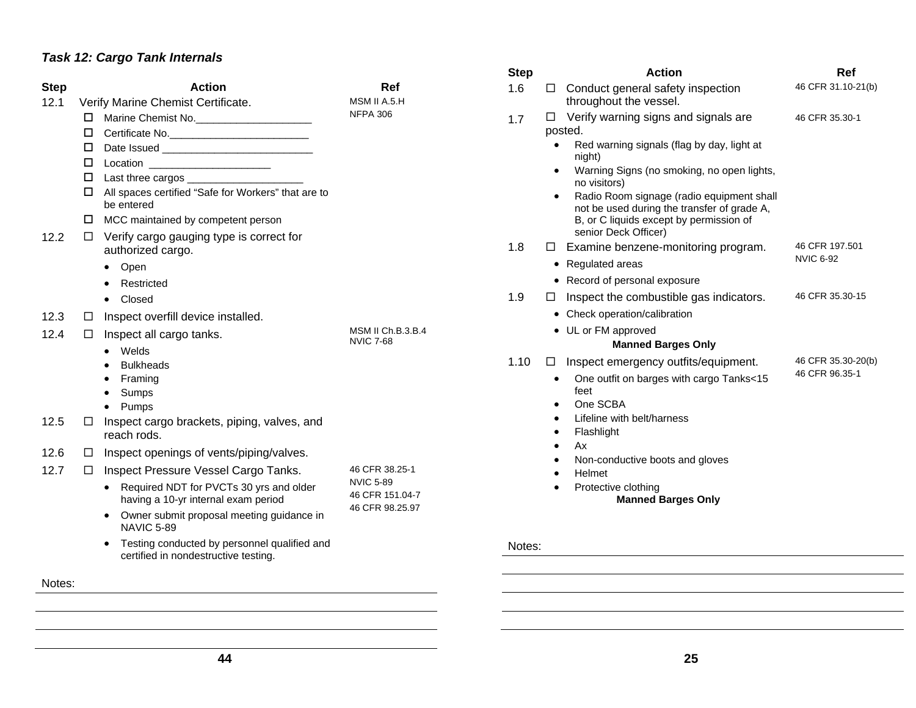### *Task 12: Cargo Tank Internals*

| Step | Action | Ref |
|---|---|---|
| 12.1 | Verify Marine Chemist Certificate.<br>☐ Marine Chemist No.____________________<br>☐ Certificate No.________________________<br>☐ Date Issued __________________________<br>☐ Location _____________________<br>☐ Last three cargos ____________________<br>☐ All spaces certified “Safe for Workers” that are to be entered<br>☐ MCC maintained by competent person | MSM II A.5.H<br>NFPA 306 |
| 12.2 | ☐ Verify cargo gauging type is correct for authorized cargo.<br>• Open<br>• Restricted<br>• Closed | |
| 12.3 | ☐ Inspect overfill device installed. | |
| 12.4 | ☐ Inspect all cargo tanks.<br>• Welds<br>• Bulkheads<br>• Framing<br>• Sumps<br>• Pumps | MSM II Ch.B.3.B.4<br>NVIC 7-68 |
| 12.5 | ☐ Inspect cargo brackets, piping, valves, and reach rods. | |
| 12.6 | ☐ Inspect openings of vents/piping/valves. | |
| 12.7 | ☐ Inspect Pressure Vessel Cargo Tanks.<br>• Required NDT for PVCTs 30 yrs and older having a 10-yr internal exam period<br>• Owner submit proposal meeting guidance in NAVIC 5-89<br>• Testing conducted by personnel qualified and certified in nondestructive testing. | 46 CFR 38.25-1<br>NVIC 5-89<br>46 CFR 151.04-7<br>46 CFR 98.25.97 |

Notes:

______________________________

______________________________

______________________________

| Step | Action | Ref |
|---|---|---|
| 1.6 | ☐ Conduct general safety inspection throughout the vessel. | 46 CFR 31.10-21(b) |
| 1.7 | ☐ Verify warning signs and signals are posted.<br>• Red warning signals (flag by day, light at night)<br>• Warning Signs (no smoking, no open lights, no visitors)<br>• Radio Room signage (radio equipment shall not be used during the transfer of grade A, B, or C liquids except by permission of senior Deck Officer) | 46 CFR 35.30-1 |
| 1.8 | ☐ Examine benzene-monitoring program.<br>• Regulated areas<br>• Record of personal exposure | 46 CFR 197.501<br>NVIC 6-92 |
| 1.9 | ☐ Inspect the combustible gas indicators.<br>• Check operation/calibration<br>• UL or FM approved<br>**Manned Barges Only** | 46 CFR 35.30-15 |
| 1.10 | ☐ Inspect emergency outfits/equipment.<br>• One outfit on barges with cargo Tanks<15 feet<br>• One SCBA<br>• Lifeline with belt/harness<br>• Flashlight<br>• Ax<br>• Non-conductive boots and gloves<br>• Helmet<br>• Protective clothing<br>**Manned Barges Only** | 46 CFR 35.30-20(b)<br>46 CFR 96.35-1 |

Notes:

______________________________

______________________________

______________________________

______________________________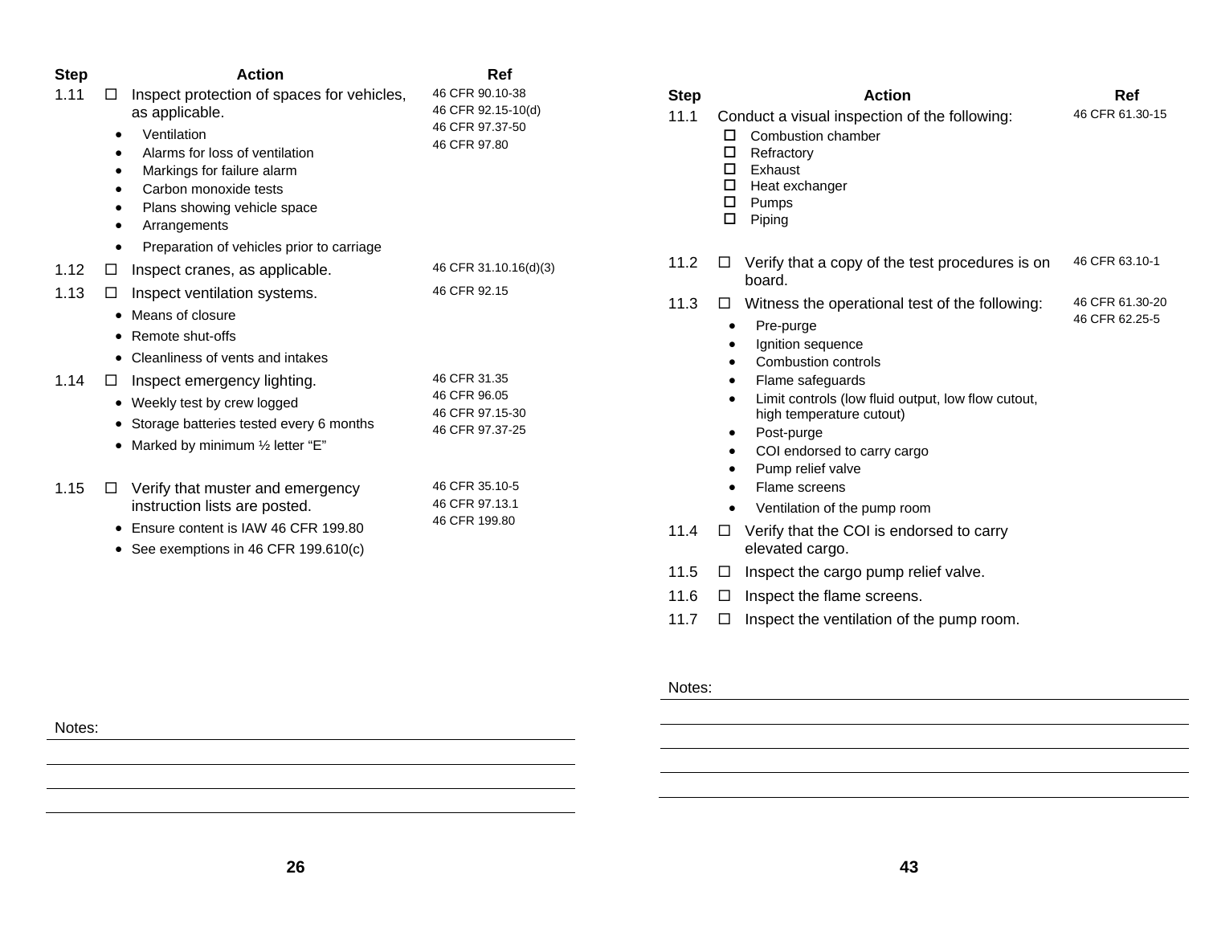| Step | | Action | Ref |
|---|---|---|---|
| 1.11 | ☐ | Inspect protection of spaces for vehicles, as applicable.<br>• Ventilation<br>• Alarms for loss of ventilation<br>• Markings for failure alarm<br>• Carbon monoxide tests<br>• Plans showing vehicle space<br>• Arrangements<br>• Preparation of vehicles prior to carriage | 46 CFR 90.10-38<br>46 CFR 92.15-10(d)<br>46 CFR 97.37-50<br>46 CFR 97.80 |
| 1.12 | ☐ | Inspect cranes, as applicable. | 46 CFR 31.10.16(d)(3) |
| 1.13 | ☐ | Inspect ventilation systems.<br>• Means of closure<br>• Remote shut-offs<br>• Cleanliness of vents and intakes | 46 CFR 92.15 |
| 1.14 | ☐ | Inspect emergency lighting.<br>• Weekly test by crew logged<br>• Storage batteries tested every 6 months<br>• Marked by minimum ½ letter “E” | 46 CFR 31.35<br>46 CFR 96.05<br>46 CFR 97.15-30<br>46 CFR 97.37-25 |
| 1.15 | ☐ | Verify that muster and emergency instruction lists are posted.<br>• Ensure content is IAW 46 CFR 199.80<br>• See exemptions in 46 CFR 199.610(c) | 46 CFR 35.10-5<br>46 CFR 97.13.1<br>46 CFR 199.80 |

Notes:

| Step | | Action | Ref |
|---|---|---|---|
| 11.1 | | Conduct a visual inspection of the following:<br>☐ Combustion chamber<br>☐ Refractory<br>☐ Exhaust<br>☐ Heat exchanger<br>☐ Pumps<br>☐ Piping | 46 CFR 61.30-15 |
| 11.2 | ☐ | Verify that a copy of the test procedures is on board. | 46 CFR 63.10-1 |
| 11.3 | ☐ | Witness the operational test of the following:<br>• Pre-purge<br>• Ignition sequence<br>• Combustion controls<br>• Flame safeguards<br>• Limit controls (low fluid output, low flow cutout, high temperature cutout)<br>• Post-purge<br>• COI endorsed to carry cargo<br>• Pump relief valve<br>• Flame screens<br>• Ventilation of the pump room | 46 CFR 61.30-20<br>46 CFR 62.25-5 |
| 11.4 | ☐ | Verify that the COI is endorsed to carry elevated cargo. | |
| 11.5 | ☐ | Inspect the cargo pump relief valve. | |
| 11.6 | ☐ | Inspect the flame screens. | |
| 11.7 | ☐ | Inspect the ventilation of the pump room. | |

Notes: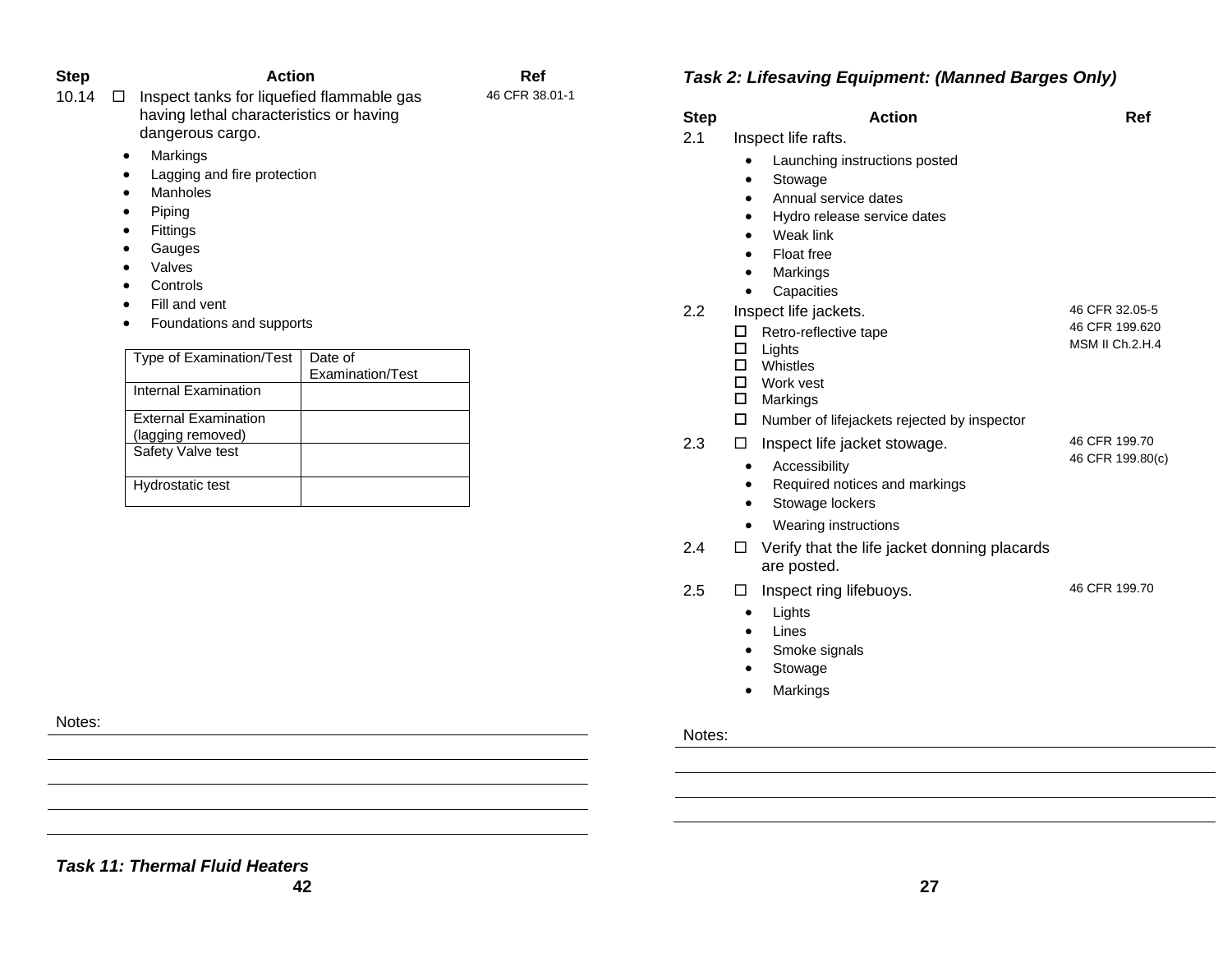| Step | | Action | Ref |
|---|---|---|---|
| 10.14 | ☐ | Inspect tanks for liquefied flammable gas having lethal characteristics or having dangerous cargo. | 46 CFR 38.01-1 |

- Markings
- Lagging and fire protection
- Manholes
- Piping
- Fittings
- Gauges
- Valves
- Controls
- Fill and vent
- Foundations and supports

| Type of Examination/Test | Date of Examination/Test |
|---|---|
| Internal Examination | |
| External Examination (lagging removed) | |
| Safety Valve test | |
| Hydrostatic test | |

Notes:

***Task 11: Thermal Fluid Heaters***

***Task 2: Lifesaving Equipment: (Manned Barges Only)***

| Step | Action | Ref |
|---|---|---|
| 2.1 | Inspect life rafts. | |

- Launching instructions posted
- Stowage
- Annual service dates
- Hydro release service dates
- Weak link
- Float free
- Markings
- Capacities

| Step | Action | Ref |
|---|---|---|
| 2.2 | Inspect life jackets. | 46 CFR 32.05-5<br>46 CFR 199.620<br>MSM II Ch.2.H.4 |

- ☐ Retro-reflective tape
- ☐ Lights
- ☐ Whistles
- ☐ Work vest
- ☐ Markings
- ☐ Number of lifejackets rejected by inspector

| Step | Action | Ref |
|---|---|---|
| 2.3 | ☐ Inspect life jacket stowage. | 46 CFR 199.70<br>46 CFR 199.80(c) |

- Accessibility
- Required notices and markings
- Stowage lockers
- Wearing instructions

| Step | Action | Ref |
|---|---|---|
| 2.4 | ☐ Verify that the life jacket donning placards are posted. | |
| 2.5 | ☐ Inspect ring lifebuoys. | 46 CFR 199.70 |

- Lights
- Lines
- Smoke signals
- Stowage
- Markings

Notes: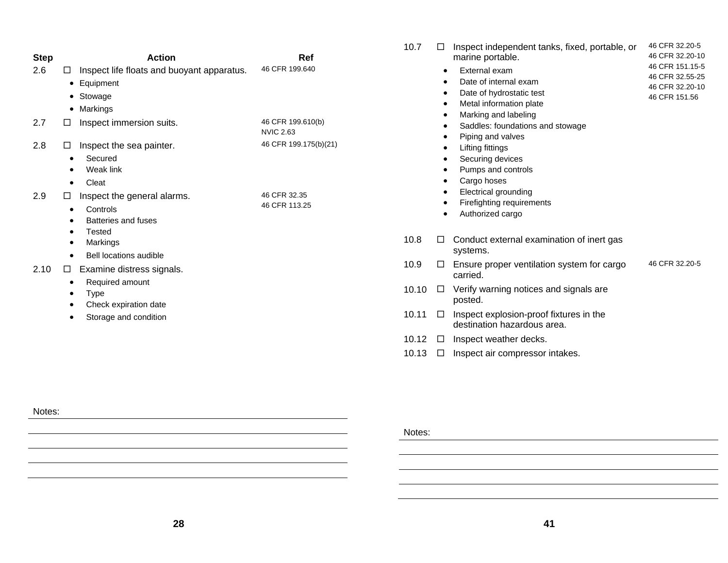| Step | | Action | Ref |
|---|---|---|---|
| 2.6 | ☐ | Inspect life floats and buoyant apparatus.<br>• Equipment<br>• Stowage<br>• Markings | 46 CFR 199.640 |
| 2.7 | ☐ | Inspect immersion suits. | 46 CFR 199.610(b)<br>NVIC 2.63 |
| 2.8 | ☐ | Inspect the sea painter.<br>• Secured<br>• Weak link<br>• Cleat | 46 CFR 199.175(b)(21) |
| 2.9 | ☐ | Inspect the general alarms.<br>• Controls<br>• Batteries and fuses<br>• Tested<br>• Markings<br>• Bell locations audible | 46 CFR 32.35<br>46 CFR 113.25 |
| 2.10 | ☐ | Examine distress signals.<br>• Required amount<br>• Type<br>• Check expiration date<br>• Storage and condition | |

Notes:

| Step | | Action | Ref |
|---|---|---|---|
| 10.7 | ☐ | Inspect independent tanks, fixed, portable, or marine portable.<br>• External exam<br>• Date of internal exam<br>• Date of hydrostatic test<br>• Metal information plate<br>• Marking and labeling<br>• Saddles: foundations and stowage<br>• Piping and valves<br>• Lifting fittings<br>• Securing devices<br>• Pumps and controls<br>• Cargo hoses<br>• Electrical grounding<br>• Firefighting requirements<br>• Authorized cargo | 46 CFR 32.20-5<br>46 CFR 32.20-10<br>46 CFR 151.15-5<br>46 CFR 32.55-25<br>46 CFR 32.20-10<br>46 CFR 151.56 |
| 10.8 | ☐ | Conduct external examination of inert gas systems. | |
| 10.9 | ☐ | Ensure proper ventilation system for cargo carried. | 46 CFR 32.20-5 |
| 10.10 | ☐ | Verify warning notices and signals are posted. | |
| 10.11 | ☐ | Inspect explosion-proof fixtures in the destination hazardous area. | |
| 10.12 | ☐ | Inspect weather decks. | |
| 10.13 | ☐ | Inspect air compressor intakes. | |

Notes: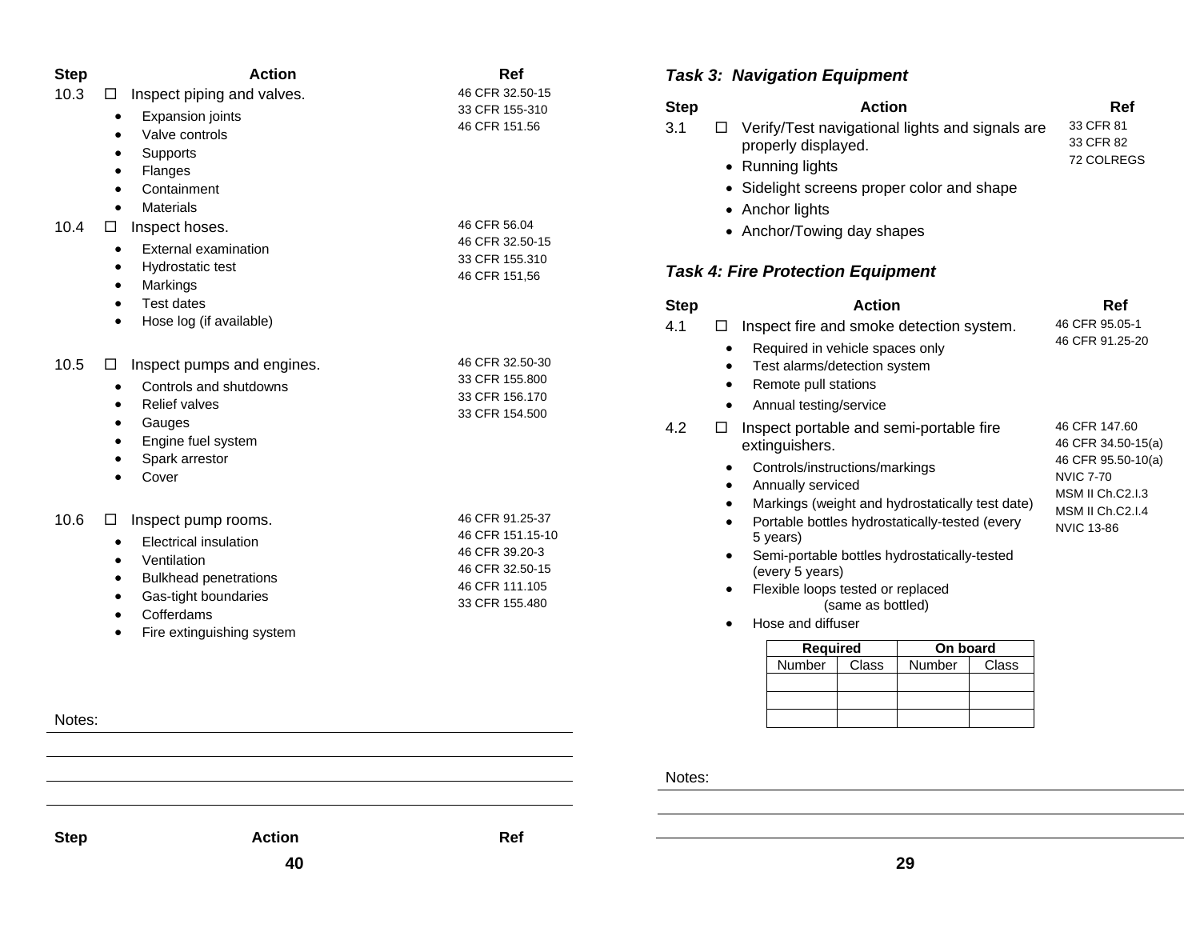| Step | | Action | Ref |
|---|---|---|---|
| 10.3 | ☐ | Inspect piping and valves.<br>• Expansion joints<br>• Valve controls<br>• Supports<br>• Flanges<br>• Containment<br>• Materials | 46 CFR 32.50-15<br>33 CFR 155-310<br>46 CFR 151.56 |
| 10.4 | ☐ | Inspect hoses.<br>• External examination<br>• Hydrostatic test<br>• Markings<br>• Test dates<br>• Hose log (if available) | 46 CFR 56.04<br>46 CFR 32.50-15<br>33 CFR 155.310<br>46 CFR 151,56 |
| 10.5 | ☐ | Inspect pumps and engines.<br>• Controls and shutdowns<br>• Relief valves<br>• Gauges<br>• Engine fuel system<br>• Spark arrestor<br>• Cover | 46 CFR 32.50-30<br>33 CFR 155.800<br>33 CFR 156.170<br>33 CFR 154.500 |
| 10.6 | ☐ | Inspect pump rooms.<br>• Electrical insulation<br>• Ventilation<br>• Bulkhead penetrations<br>• Gas-tight boundaries<br>• Cofferdams<br>• Fire extinguishing system | 46 CFR 91.25-37<br>46 CFR 151.15-10<br>46 CFR 39.20-3<br>46 CFR 32.50-15<br>46 CFR 111.105<br>33 CFR 155.480 |

Notes:

| Step | Action | Ref |
|---|---|---|

### *Task 3: Navigation Equipment*

| Step | | Action | Ref |
|---|---|---|---|
| 3.1 | ☐ | Verify/Test navigational lights and signals are properly displayed.<br>• Running lights<br>• Sidelight screens proper color and shape<br>• Anchor lights<br>• Anchor/Towing day shapes | 33 CFR 81<br>33 CFR 82<br>72 COLREGS |

### *Task 4: Fire Protection Equipment*

| Step | | Action | Ref |
|---|---|---|---|
| 4.1 | ☐ | Inspect fire and smoke detection system.<br>• Required in vehicle spaces only<br>• Test alarms/detection system<br>• Remote pull stations<br>• Annual testing/service | 46 CFR 95.05-1<br>46 CFR 91.25-20 |
| 4.2 | ☐ | Inspect portable and semi-portable fire extinguishers.<br>• Controls/instructions/markings<br>• Annually serviced<br>• Markings (weight and hydrostatically test date)<br>• Portable bottles hydrostatically-tested (every 5 years)<br>• Semi-portable bottles hydrostatically-tested (every 5 years)<br>• Flexible loops tested or replaced (same as bottled)<br>• Hose and diffuser | 46 CFR 147.60<br>46 CFR 34.50-15(a)<br>46 CFR 95.50-10(a)<br>NVIC 7-70<br>MSM II Ch.C2.I.3<br>MSM II Ch.C2.I.4<br>NVIC 13-86 |

| Required | | On board | |
|---|---|---|---|
| Number | Class | Number | Class |
| | | | |
| | | | |
| | | | |

Notes: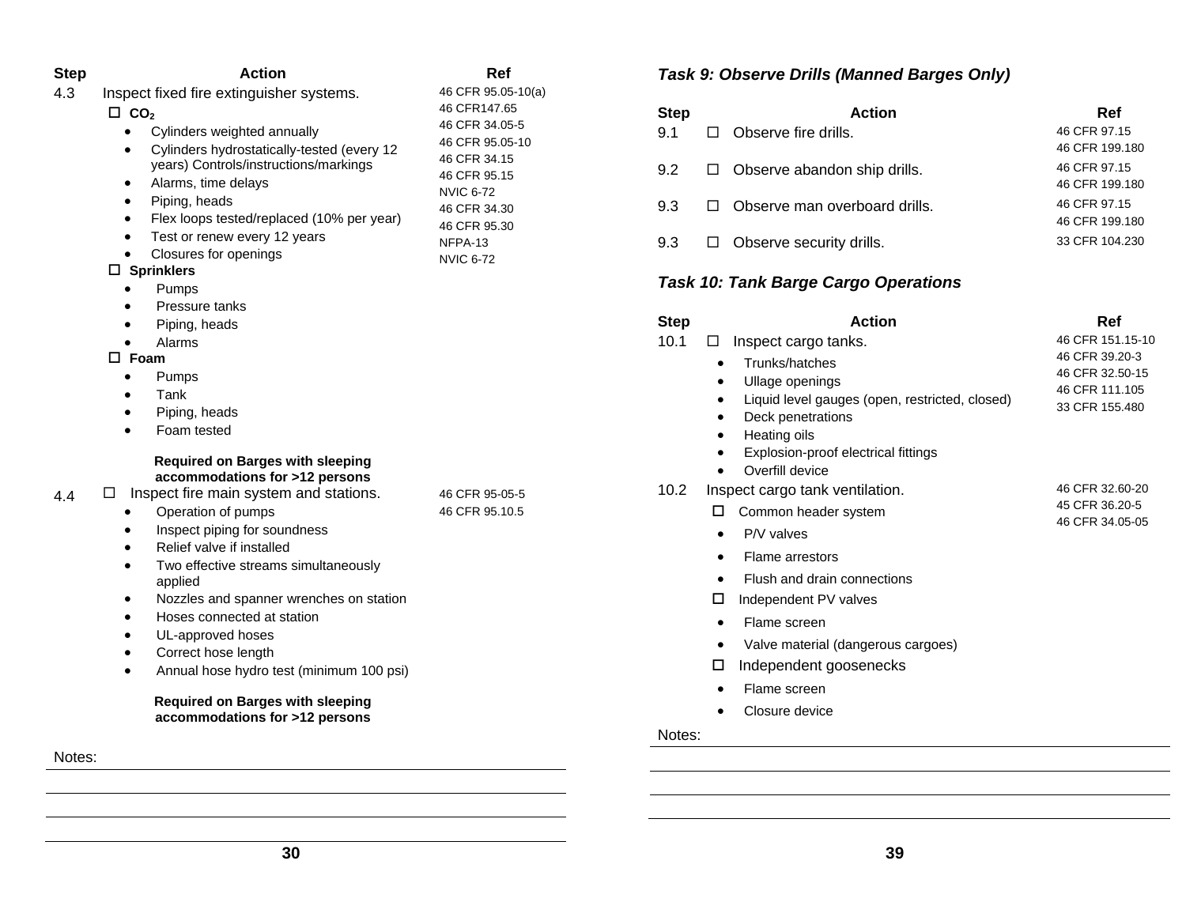| Step | Action | Ref |
|---|---|---|
| 4.3 | Inspect fixed fire extinguisher systems.<br>☐ $CO_2$<br>• Cylinders weighted annually<br>• Cylinders hydrostatically-tested (every 12 years) Controls/instructions/markings<br>• Alarms, time delays<br>• Piping, heads<br>• Flex loops tested/replaced (10% per year)<br>• Test or renew every 12 years<br>• Closures for openings<br>☐ **Sprinklers**<br>• Pumps<br>• Pressure tanks<br>• Piping, heads<br>• Alarms<br>☐ **Foam**<br>• Pumps<br>• Tank<br>• Piping, heads<br>• Foam tested<br><br>**Required on Barges with sleeping accommodations for >12 persons** | 46 CFR 95.05-10(a)<br>46 CFR147.65<br>46 CFR 34.05-5<br>46 CFR 95.05-10<br>46 CFR 34.15<br>46 CFR 95.15<br>NVIC 6-72<br>46 CFR 34.30<br>46 CFR 95.30<br>NFPA-13<br>NVIC 6-72 |
| 4.4 | ☐ Inspect fire main system and stations.<br>• Operation of pumps<br>• Inspect piping for soundness<br>• Relief valve if installed<br>• Two effective streams simultaneously applied<br>• Nozzles and spanner wrenches on station<br>• Hoses connected at station<br>• UL-approved hoses<br>• Correct hose length<br>• Annual hose hydro test (minimum 100 psi)<br><br>**Required on Barges with sleeping accommodations for >12 persons** | 46 CFR 95-05-5<br>46 CFR 95.10.5 |

Notes:

### *Task 9: Observe Drills (Manned Barges Only)*

| Step | Action | Ref |
|---|---|---|
| 9.1 | ☐ Observe fire drills. | 46 CFR 97.15<br>46 CFR 199.180 |
| 9.2 | ☐ Observe abandon ship drills. | 46 CFR 97.15<br>46 CFR 199.180 |
| 9.3 | ☐ Observe man overboard drills. | 46 CFR 97.15<br>46 CFR 199.180 |
| 9.3 | ☐ Observe security drills. | 33 CFR 104.230 |

### *Task 10: Tank Barge Cargo Operations*

| Step | Action | Ref |
|---|---|---|
| 10.1 | ☐ Inspect cargo tanks.<br>• Trunks/hatches<br>• Ullage openings<br>• Liquid level gauges (open, restricted, closed)<br>• Deck penetrations<br>• Heating oils<br>• Explosion-proof electrical fittings<br>• Overfill device | 46 CFR 151.15-10<br>46 CFR 39.20-3<br>46 CFR 32.50-15<br>46 CFR 111.105<br>33 CFR 155.480 |
| 10.2 | Inspect cargo tank ventilation.<br>☐ Common header system<br>• P/V valves<br>• Flame arrestors<br>• Flush and drain connections<br>☐ Independent PV valves<br>• Flame screen<br>• Valve material (dangerous cargoes)<br>☐ Independent goosenecks<br>• Flame screen<br>• Closure device | 46 CFR 32.60-20<br>45 CFR 36.20-5<br>46 CFR 34.05-05 |

Notes: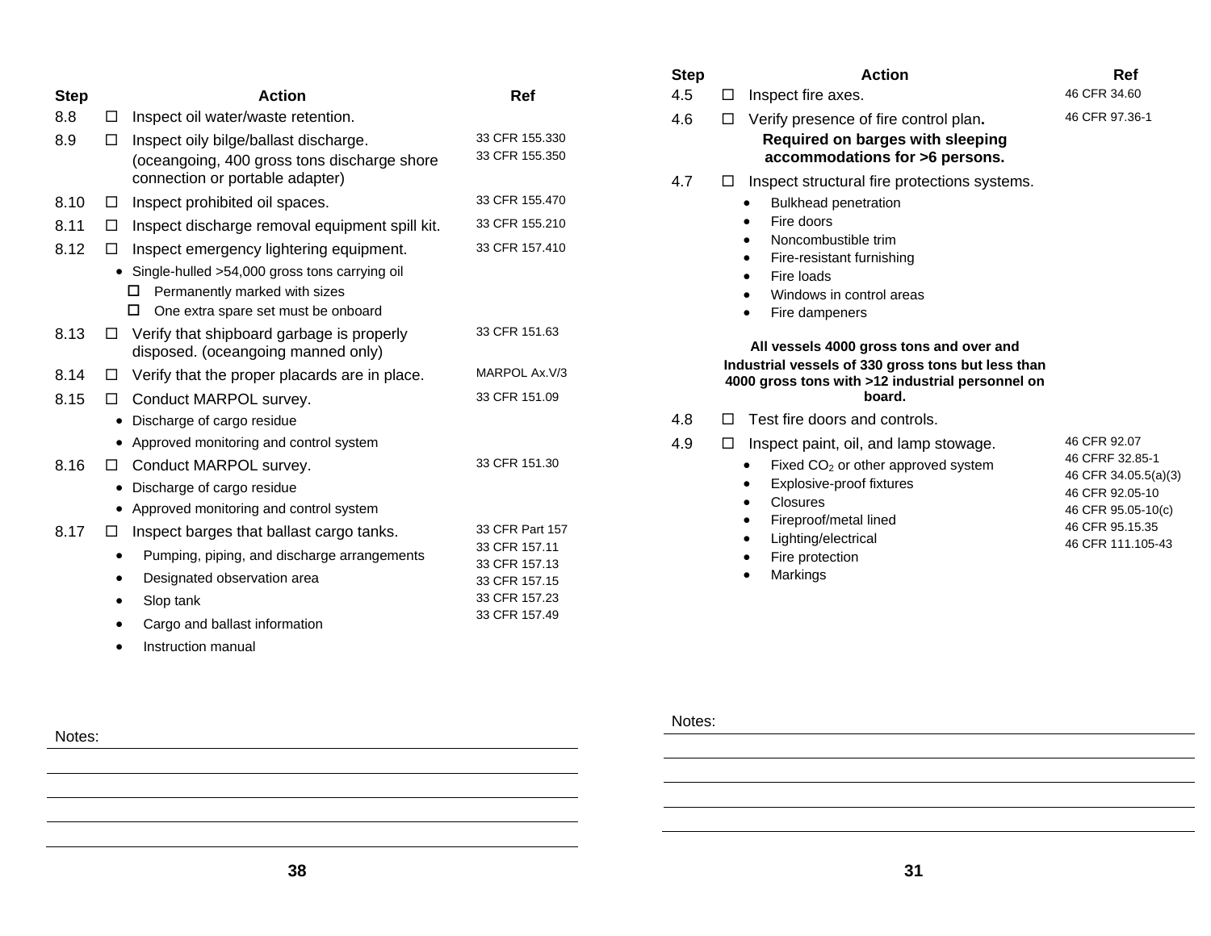| Step | | Action | Ref |
|---|---|---|---|
| 8.8 | ☐ | Inspect oil water/waste retention. | |
| 8.9 | ☐ | Inspect oily bilge/ballast discharge. (oceangoing, 400 gross tons discharge shore connection or portable adapter) | 33 CFR 155.330<br>33 CFR 155.350 |
| 8.10 | ☐ | Inspect prohibited oil spaces. | 33 CFR 155.470 |
| 8.11 | ☐ | Inspect discharge removal equipment spill kit. | 33 CFR 155.210 |
| 8.12 | ☐ | Inspect emergency lightering equipment.<br>• Single-hulled >54,000 gross tons carrying oil<br>☐ Permanently marked with sizes<br>☐ One extra spare set must be onboard | 33 CFR 157.410 |
| 8.13 | ☐ | Verify that shipboard garbage is properly disposed. (oceangoing manned only) | 33 CFR 151.63 |
| 8.14 | ☐ | Verify that the proper placards are in place. | MARPOL Ax.V/3 |
| 8.15 | ☐ | Conduct MARPOL survey.<br>• Discharge of cargo residue<br>• Approved monitoring and control system | 33 CFR 151.09 |
| 8.16 | ☐ | Conduct MARPOL survey.<br>• Discharge of cargo residue<br>• Approved monitoring and control system | 33 CFR 151.30 |
| 8.17 | ☐ | Inspect barges that ballast cargo tanks.<br>• Pumping, piping, and discharge arrangements<br>• Designated observation area<br>• Slop tank<br>• Cargo and ballast information<br>• Instruction manual | 33 CFR Part 157<br>33 CFR 157.11<br>33 CFR 157.13<br>33 CFR 157.15<br>33 CFR 157.23<br>33 CFR 157.49 |

Notes:

| Step | | Action | Ref |
|---|---|---|---|
| 4.5 | ☐ | Inspect fire axes. | 46 CFR 34.60 |
| 4.6 | ☐ | Verify presence of fire control plan**.**<br>**Required on barges with sleeping accommodations for >6 persons.** | 46 CFR 97.36-1 |
| 4.7 | ☐ | Inspect structural fire protections systems.<br>• Bulkhead penetration<br>• Fire doors<br>• Noncombustible trim<br>• Fire-resistant furnishing<br>• Fire loads<br>• Windows in control areas<br>• Fire dampeners<br>**All vessels 4000 gross tons and over and Industrial vessels of 330 gross tons but less than 4000 gross tons with >12 industrial personnel on board.** | |
| 4.8 | ☐ | Test fire doors and controls. | |
| 4.9 | ☐ | Inspect paint, oil, and lamp stowage.<br>• Fixed $CO_2$ or other approved system<br>• Explosive-proof fixtures<br>• Closures<br>• Fireproof/metal lined<br>• Lighting/electrical<br>• Fire protection<br>• Markings | 46 CFR 92.07<br>46 CFRF 32.85-1<br>46 CFR 34.05.5(a)(3)<br>46 CFR 92.05-10<br>46 CFR 95.05-10(c)<br>46 CFR 95.15.35<br>46 CFR 111.105-43 |

Notes: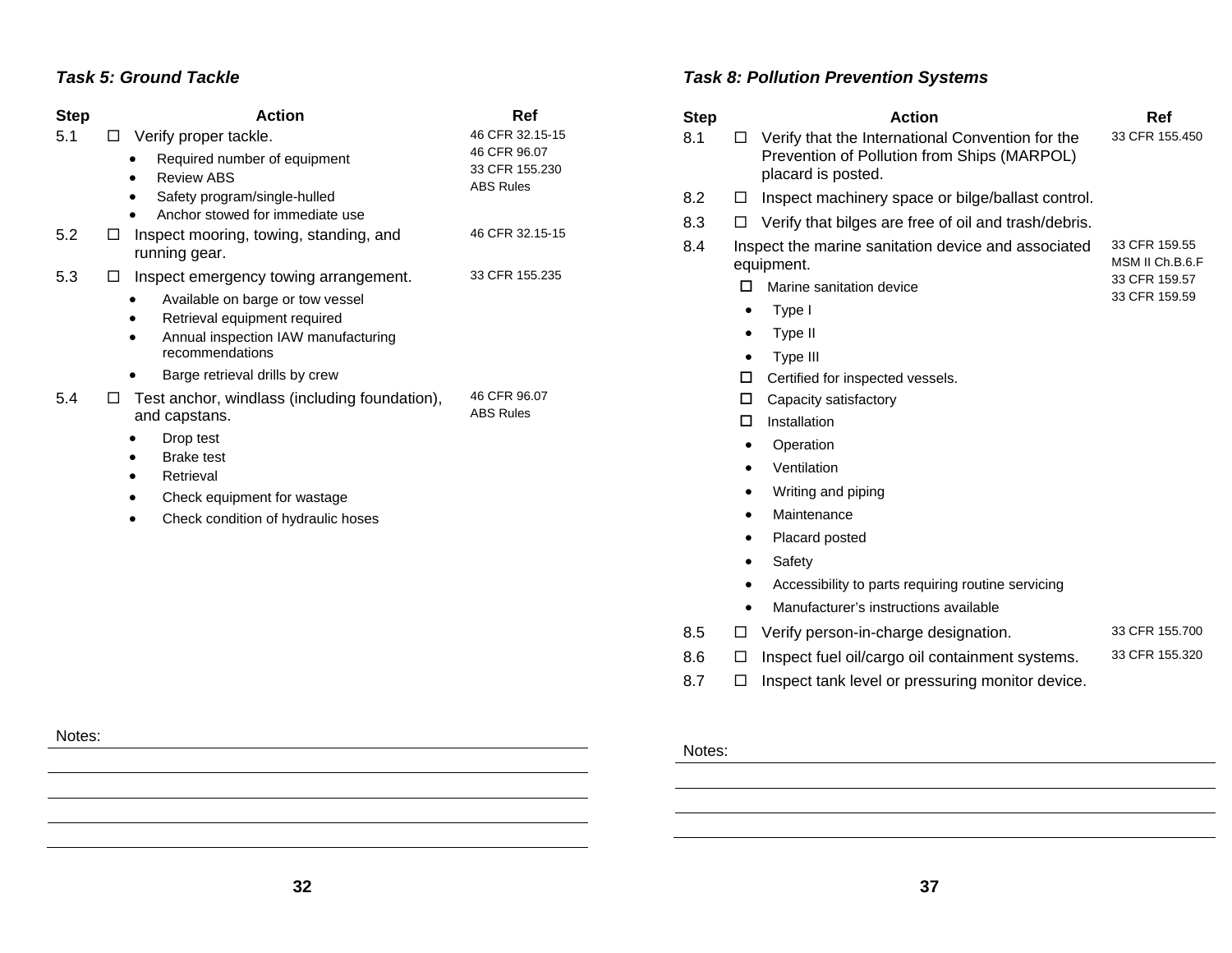### *Task 5: Ground Tackle*

| Step | Action | Ref |
|---|---|---|
| 5.1 | ☐ Verify proper tackle.<br>• Required number of equipment<br>• Review ABS<br>• Safety program/single-hulled<br>• Anchor stowed for immediate use | 46 CFR 32.15-15<br>46 CFR 96.07<br>33 CFR 155.230<br>ABS Rules |
| 5.2 | ☐ Inspect mooring, towing, standing, and running gear. | 46 CFR 32.15-15 |
| 5.3 | ☐ Inspect emergency towing arrangement.<br>• Available on barge or tow vessel<br>• Retrieval equipment required<br>• Annual inspection IAW manufacturing recommendations<br>• Barge retrieval drills by crew | 33 CFR 155.235 |
| 5.4 | ☐ Test anchor, windlass (including foundation), and capstans.<br>• Drop test<br>• Brake test<br>• Retrieval<br>• Check equipment for wastage<br>• Check condition of hydraulic hoses | 46 CFR 96.07<br>ABS Rules |

Notes:

### *Task 8: Pollution Prevention Systems*

| Step | Action | Ref |
|---|---|---|
| 8.1 | ☐ Verify that the International Convention for the Prevention of Pollution from Ships (MARPOL) placard is posted. | 33 CFR 155.450 |
| 8.2 | ☐ Inspect machinery space or bilge/ballast control. | |
| 8.3 | ☐ Verify that bilges are free of oil and trash/debris. | |
| 8.4 | Inspect the marine sanitation device and associated equipment.<br>☐ Marine sanitation device<br>• Type I<br>• Type II<br>• Type III<br>☐ Certified for inspected vessels.<br>☐ Capacity satisfactory<br>☐ Installation<br>• Operation<br>• Ventilation<br>• Writing and piping<br>• Maintenance<br>• Placard posted<br>• Safety<br>• Accessibility to parts requiring routine servicing<br>• Manufacturer's instructions available | 33 CFR 159.55<br>MSM II Ch.B.6.F<br>33 CFR 159.57<br>33 CFR 159.59 |
| 8.5 | ☐ Verify person-in-charge designation. | 33 CFR 155.700 |
| 8.6 | ☐ Inspect fuel oil/cargo oil containment systems. | 33 CFR 155.320 |
| 8.7 | ☐ Inspect tank level or pressuring monitor device. | |

Notes: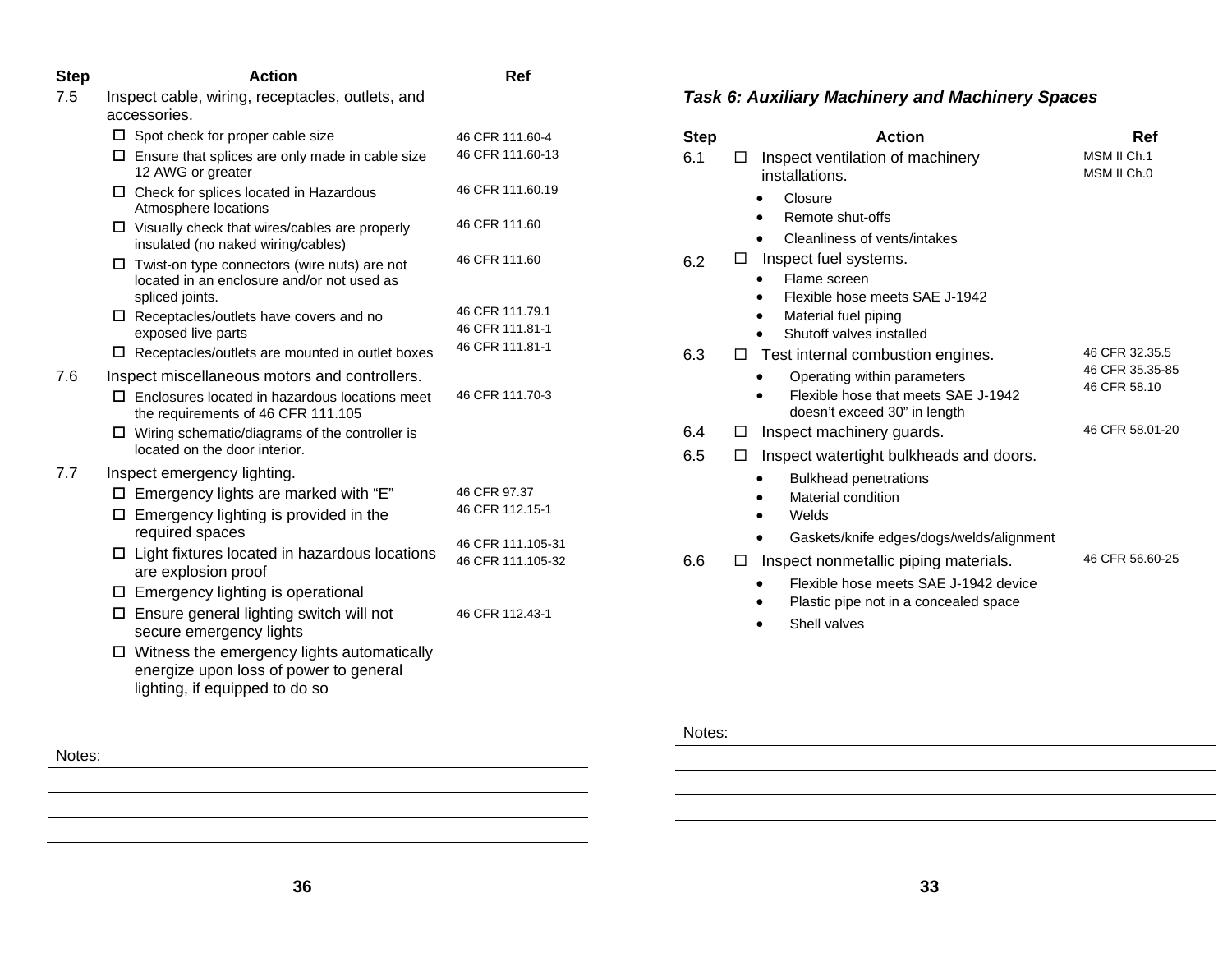| Step | Action | Ref |
|---|---|---|
| 7.5 | Inspect cable, wiring, receptacles, outlets, and accessories. | |
| | ☐ Spot check for proper cable size | 46 CFR 111.60-4 |
| | ☐ Ensure that splices are only made in cable size 12 AWG or greater | 46 CFR 111.60-13 |
| | ☐ Check for splices located in Hazardous Atmosphere locations | 46 CFR 111.60.19 |
| | ☐ Visually check that wires/cables are properly insulated (no naked wiring/cables) | 46 CFR 111.60 |
| | ☐ Twist-on type connectors (wire nuts) are not located in an enclosure and/or not used as spliced joints. | 46 CFR 111.60 |
| | ☐ Receptacles/outlets have covers and no exposed live parts | 46 CFR 111.79.1<br>46 CFR 111.81-1 |
| | ☐ Receptacles/outlets are mounted in outlet boxes | 46 CFR 111.81-1 |
| 7.6 | Inspect miscellaneous motors and controllers. | |
| | ☐ Enclosures located in hazardous locations meet the requirements of 46 CFR 111.105 | 46 CFR 111.70-3 |
| | ☐ Wiring schematic/diagrams of the controller is located on the door interior. | |
| 7.7 | Inspect emergency lighting. | |
| | ☐ Emergency lights are marked with "E" | 46 CFR 97.37 |
| | ☐ Emergency lighting is provided in the required spaces | 46 CFR 112.15-1 |
| | ☐ Light fixtures located in hazardous locations are explosion proof | 46 CFR 111.105-31<br>46 CFR 111.105-32 |
| | ☐ Emergency lighting is operational | |
| | ☐ Ensure general lighting switch will not secure emergency lights | 46 CFR 112.43-1 |
| | ☐ Witness the emergency lights automatically energize upon loss of power to general lighting, if equipped to do so | |

Notes:

### *Task 6: Auxiliary Machinery and Machinery Spaces*

| Step | Action | Ref |
|---|---|---|
| 6.1 | ☐ Inspect ventilation of machinery installations.<br>• Closure<br>• Remote shut-offs<br>• Cleanliness of vents/intakes | MSM II Ch.1<br>MSM II Ch.0 |
| 6.2 | ☐ Inspect fuel systems.<br>• Flame screen<br>• Flexible hose meets SAE J-1942<br>• Material fuel piping<br>• Shutoff valves installed | |
| 6.3 | ☐ Test internal combustion engines.<br>• Operating within parameters<br>• Flexible hose that meets SAE J-1942 doesn't exceed 30" in length | 46 CFR 32.35.5<br>46 CFR 35.35-85<br>46 CFR 58.10 |
| 6.4 | ☐ Inspect machinery guards. | 46 CFR 58.01-20 |
| 6.5 | ☐ Inspect watertight bulkheads and doors.<br>• Bulkhead penetrations<br>• Material condition<br>• Welds<br>• Gaskets/knife edges/dogs/welds/alignment | |
| 6.6 | ☐ Inspect nonmetallic piping materials.<br>• Flexible hose meets SAE J-1942 device<br>• Plastic pipe not in a concealed space<br>• Shell valves | 46 CFR 56.60-25 |

Notes: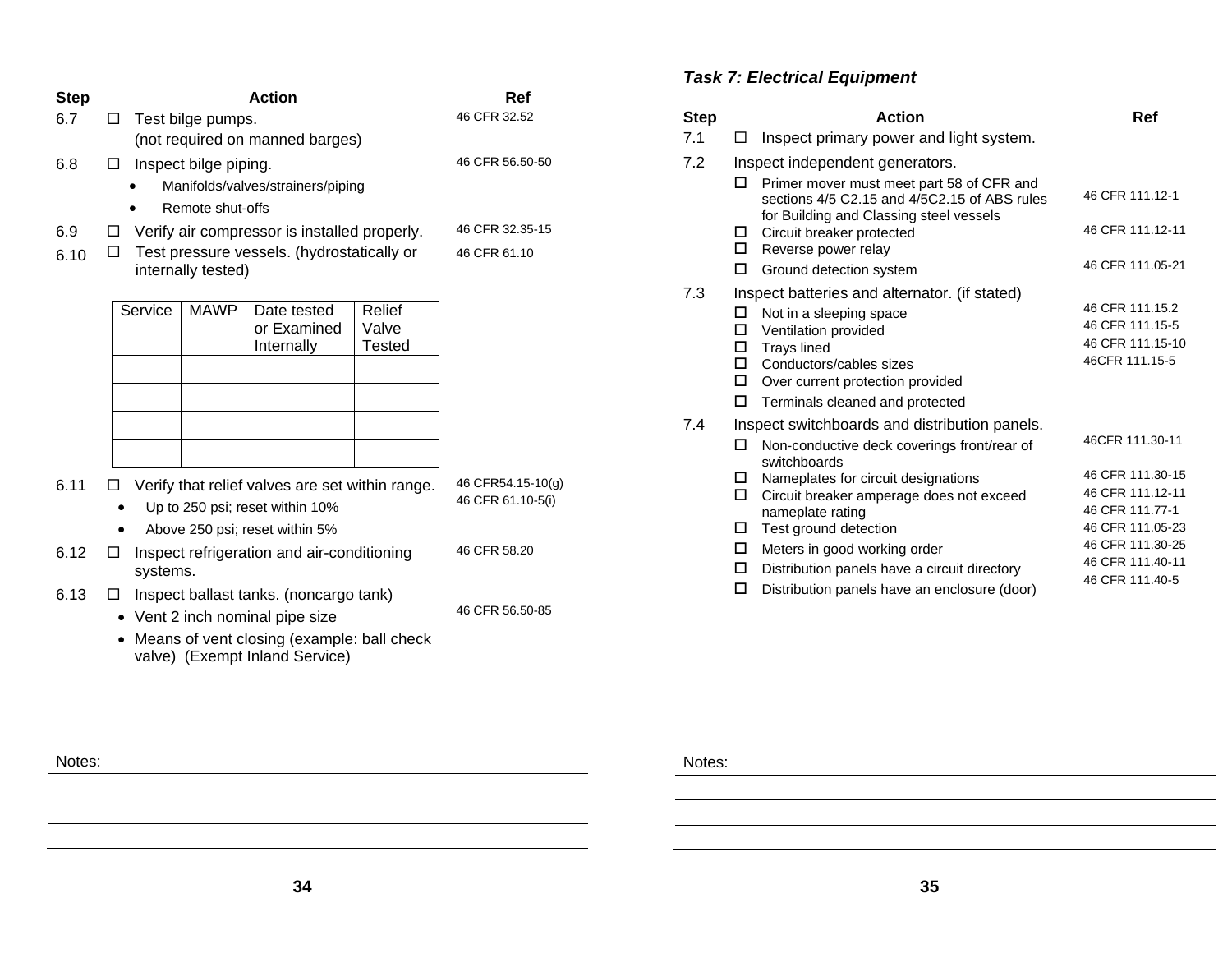| Step | | Action | Ref |
|---|---|---|---|
| 6.7 | ☐ | Test bilge pumps. (not required on manned barges) | 46 CFR 32.52 |
| 6.8 | ☐ | Inspect bilge piping. <br>• Manifolds/valves/strainers/piping <br>• Remote shut-offs | 46 CFR 56.50-50 |
| 6.9 | ☐ | Verify air compressor is installed properly. | 46 CFR 32.35-15 |
| 6.10 | ☐ | Test pressure vessels. (hydrostatically or internally tested) | 46 CFR 61.10 |

| Service | MAWP | Date tested or Examined Internally | Relief Valve Tested |
|---|---|---|---|
| | | | |
| | | | |
| | | | |
| | | | |

| Step | | Action | Ref |
|---|---|---|---|
| 6.11 | ☐ | Verify that relief valves are set within range. <br>• Up to 250 psi; reset within 10% <br>• Above 250 psi; reset within 5% | 46 CFR54.15-10(g) <br>46 CFR 61.10-5(i) |
| 6.12 | ☐ | Inspect refrigeration and air-conditioning systems. | 46 CFR 58.20 |
| 6.13 | ☐ | Inspect ballast tanks. (noncargo tank) <br>• Vent 2 inch nominal pipe size <br>• Means of vent closing (example: ball check valve) (Exempt Inland Service) | 46 CFR 56.50-85 |

Notes:

### *Task 7: Electrical Equipment*

| Step | | Action | Ref |
|---|---|---|---|
| 7.1 | ☐ | Inspect primary power and light system. | |
| 7.2 | | Inspect independent generators. | |
| | ☐ | Primer mover must meet part 58 of CFR and sections 4/5 C2.15 and 4/5C2.15 of ABS rules for Building and Classing steel vessels | 46 CFR 111.12-1 |
| | ☐ | Circuit breaker protected | 46 CFR 111.12-11 |
| | ☐ | Reverse power relay | |
| | ☐ | Ground detection system | 46 CFR 111.05-21 |
| 7.3 | | Inspect batteries and alternator. (if stated) | |
| | ☐ | Not in a sleeping space | 46 CFR 111.15.2 |
| | ☐ | Ventilation provided | 46 CFR 111.15-5 |
| | ☐ | Trays lined | 46 CFR 111.15-10 |
| | ☐ | Conductors/cables sizes | 46CFR 111.15-5 |
| | ☐ | Over current protection provided | |
| | ☐ | Terminals cleaned and protected | |
| 7.4 | | Inspect switchboards and distribution panels. | |
| | ☐ | Non-conductive deck coverings front/rear of switchboards | 46CFR 111.30-11 |
| | ☐ | Nameplates for circuit designations | 46 CFR 111.30-15 |
| | ☐ | Circuit breaker amperage does not exceed nameplate rating | 46 CFR 111.12-11 <br>46 CFR 111.77-1 |
| | ☐ | Test ground detection | 46 CFR 111.05-23 |
| | ☐ | Meters in good working order | 46 CFR 111.30-25 |
| | ☐ | Distribution panels have a circuit directory | 46 CFR 111.40-11 |
| | ☐ | Distribution panels have an enclosure (door) | 46 CFR 111.40-5 |

Notes: